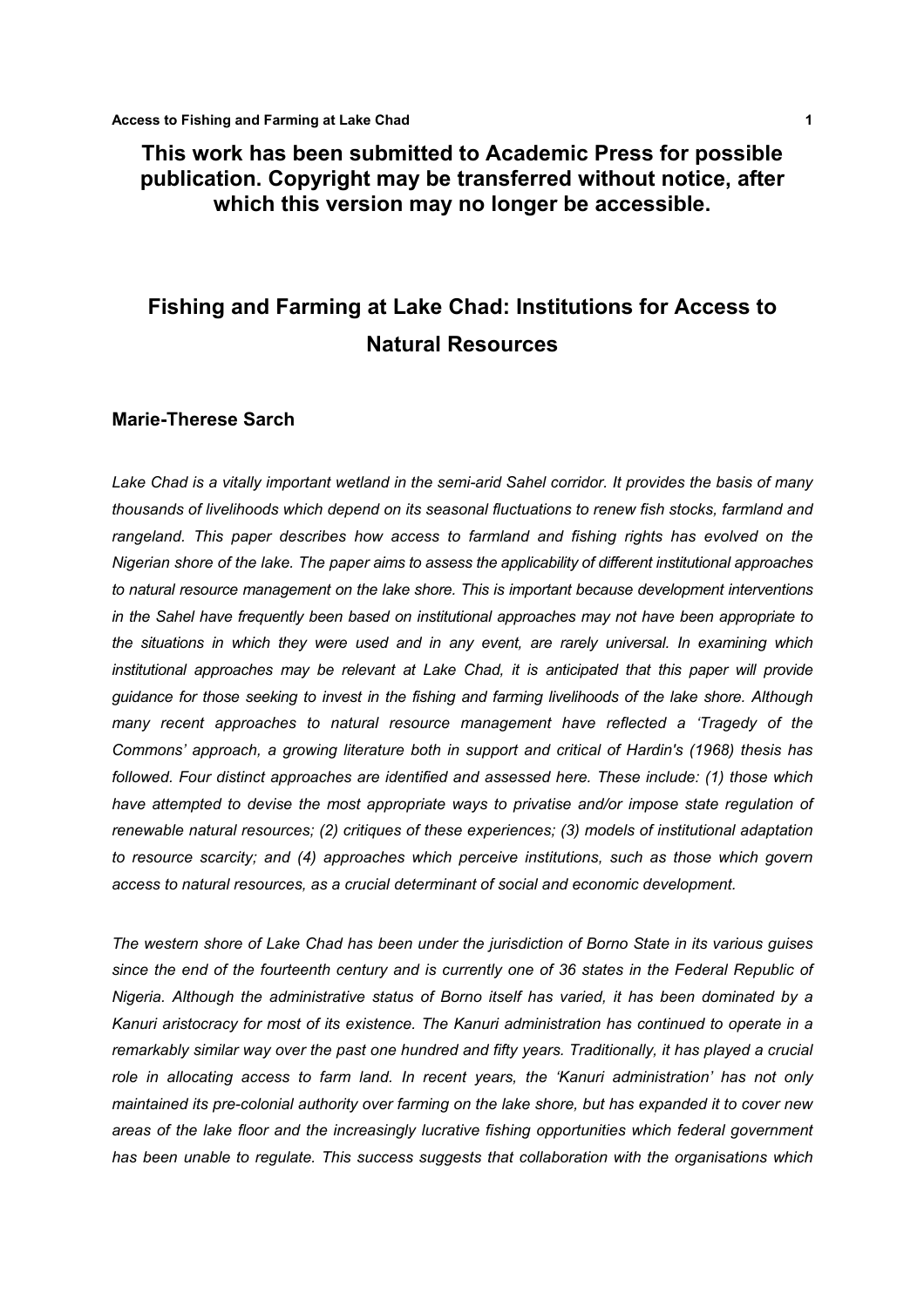**This work has been submitted to Academic Press for possible publication. Copyright may be transferred without notice, after which this version may no longer be accessible.**

# Fishing and Farming at Lake Chad: Institutions for Access to Natural Resources

## Marie-Therese Sarch

*Lake Chad is a vitally important wetland in the semi-arid Sahel corridor. It provides the basis of many thousands of livelihoods which depend on its seasonal fluctuations to renew fish stocks, farmland and rangeland. This paper describes how access to farmland and fishing rights has evolved on the Nigerian shore of the lake. The paper aims to assess the applicability of different institutional approaches to natural resource management on the lake shore. This is important because development interventions in the Sahel have frequently been based on institutional approaches may not have been appropriate to the situations in which they were used and in any event, are rarely universal. In examining which institutional approaches may be relevant at Lake Chad, it is anticipated that this paper will provide guidance for those seeking to invest in the fishing and farming livelihoods of the lake shore. Although many recent approaches to natural resource management have reflected a 'Tragedy of the Commons' approach, a growing literature both in support and critical of Hardin's (1968) thesis has followed. Four distinct approaches are identified and assessed here. These include: (1) those which have attempted to devise the most appropriate ways to privatise and/or impose state regulation of renewable natural resources; (2) critiques of these experiences; (3) models of institutional adaptation to resource scarcity; and (4) approaches which perceive institutions, such as those which govern access to natural resources, as a crucial determinant of social and economic development.*

*The western shore of Lake Chad has been under the jurisdiction of Borno State in its various guises since the end of the fourteenth century and is currently one of 36 states in the Federal Republic of Nigeria. Although the administrative status of Borno itself has varied, it has been dominated by a Kanuri aristocracy for most of its existence. The Kanuri administration has continued to operate in a remarkably similar way over the past one hundred and fifty years. Traditionally, it has played a crucial role in allocating access to farm land. In recent years, the 'Kanuri administration' has not only maintained its pre-colonial authority over farming on the lake shore, but has expanded it to cover new areas of the lake floor and the increasingly lucrative fishing opportunities which federal government has been unable to regulate. This success suggests that collaboration with the organisations which*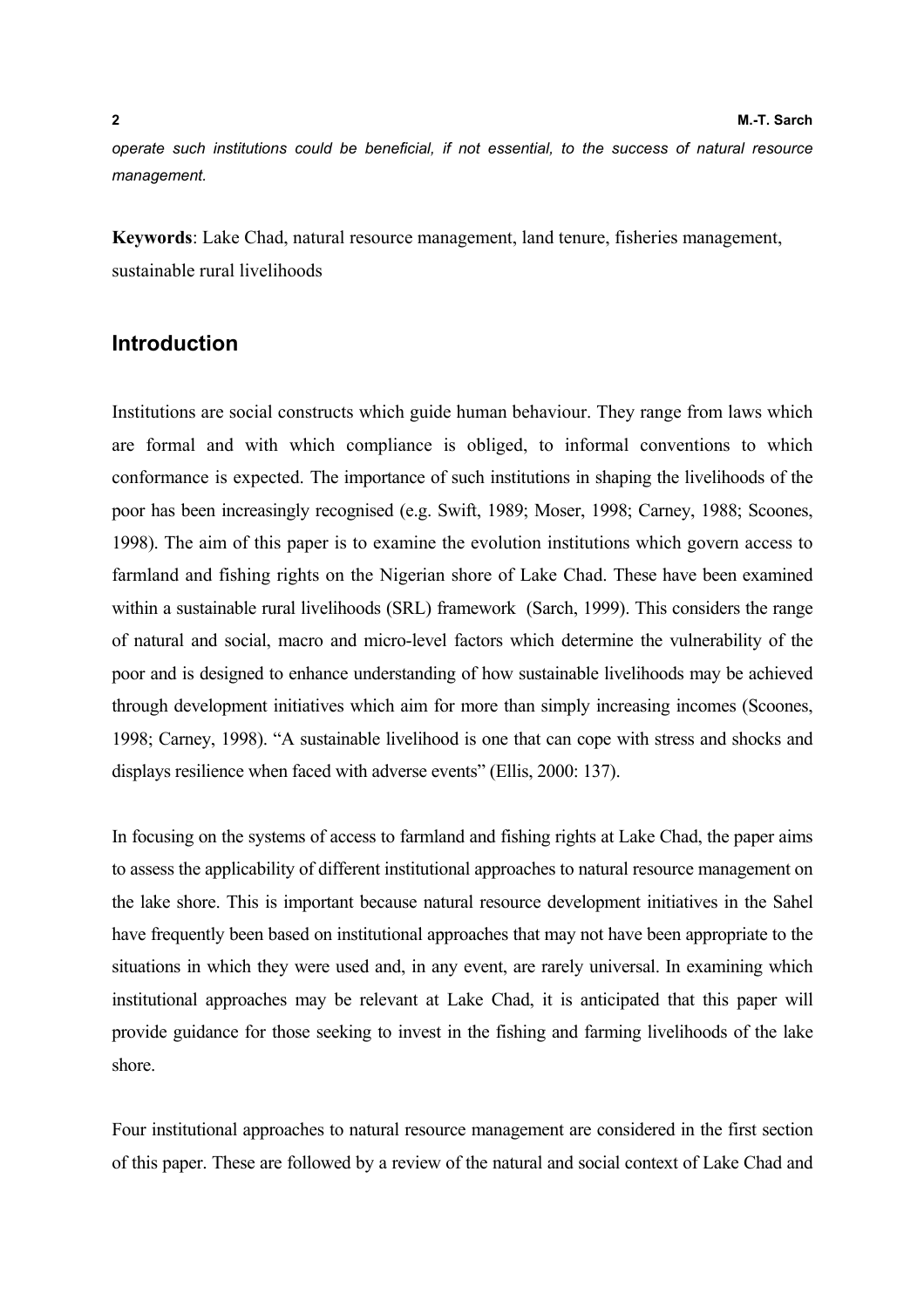*operate such institutions could be beneficial, if not essential, to the success of natural resource management.*

**Keywords**: Lake Chad, natural resource management, land tenure, fisheries management, sustainable rural livelihoods

## Introduction

Institutions are social constructs which guide human behaviour. They range from laws which are formal and with which compliance is obliged, to informal conventions to which conformance is expected. The importance of such institutions in shaping the livelihoods of the poor has been increasingly recognised (e.g. Swift, 1989; Moser, 1998; Carney, 1988; Scoones, 1998). The aim of this paper is to examine the evolution institutions which govern access to farmland and fishing rights on the Nigerian shore of Lake Chad. These have been examined within a sustainable rural livelihoods (SRL) framework (Sarch, 1999). This considers the range of natural and social, macro and micro-level factors which determine the vulnerability of the poor and is designed to enhance understanding of how sustainable livelihoods may be achieved through development initiatives which aim for more than simply increasing incomes (Scoones, 1998; Carney, 1998). "A sustainable livelihood is one that can cope with stress and shocks and displays resilience when faced with adverse events" (Ellis, 2000: 137).

In focusing on the systems of access to farmland and fishing rights at Lake Chad, the paper aims to assess the applicability of different institutional approaches to natural resource management on the lake shore. This is important because natural resource development initiatives in the Sahel have frequently been based on institutional approaches that may not have been appropriate to the situations in which they were used and, in any event, are rarely universal. In examining which institutional approaches may be relevant at Lake Chad, it is anticipated that this paper will provide guidance for those seeking to invest in the fishing and farming livelihoods of the lake shore.

Four institutional approaches to natural resource management are considered in the first section of this paper. These are followed by a review of the natural and social context of Lake Chad and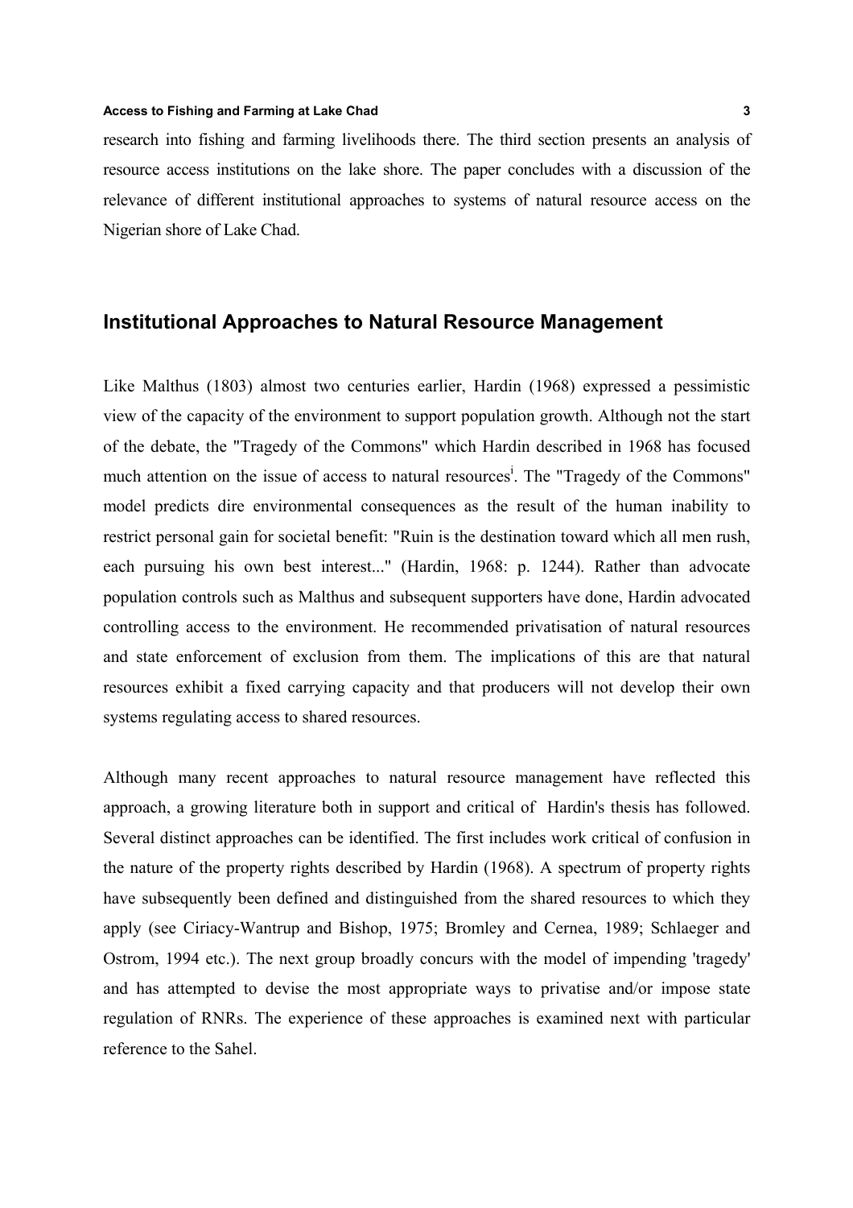research into fishing and farming livelihoods there. The third section presents an analysis of resource access institutions on the lake shore. The paper concludes with a discussion of the relevance of different institutional approaches to systems of natural resource access on the Nigerian shore of Lake Chad.

## Institutional Approaches to Natural Resource Management

Like Malthus (1803) almost two centuries earlier, Hardin (1968) expressed a pessimistic view of the capacity of the environment to support population growth. Although not the start of the debate, the "Tragedy of the Commons" which Hardin described in 1968 has focused much attention on the issue of access to natural resources[i]. The "Tragedy of the Commons" model predicts dire environmental consequences as the result of the human inability to restrict personal gain for societal benefit: "Ruin is the destination toward which all men rush, each pursuing his own best interest..." (Hardin, 1968: p. 1244). Rather than advocate population controls such as Malthus and subsequent supporters have done, Hardin advocated controlling access to the environment. He recommended privatisation of natural resources and state enforcement of exclusion from them. The implications of this are that natural resources exhibit a fixed carrying capacity and that producers will not develop their own systems regulating access to shared resources.

Although many recent approaches to natural resource management have reflected this approach, a growing literature both in support and critical of Hardin's thesis has followed. Several distinct approaches can be identified. The first includes work critical of confusion in the nature of the property rights described by Hardin (1968). A spectrum of property rights have subsequently been defined and distinguished from the shared resources to which they apply (see Ciriacy-Wantrup and Bishop, 1975; Bromley and Cernea, 1989; Schlaeger and Ostrom, 1994 etc.). The next group broadly concurs with the model of impending 'tragedy' and has attempted to devise the most appropriate ways to privatise and/or impose state regulation of RNRs. The experience of these approaches is examined next with particular reference to the Sahel.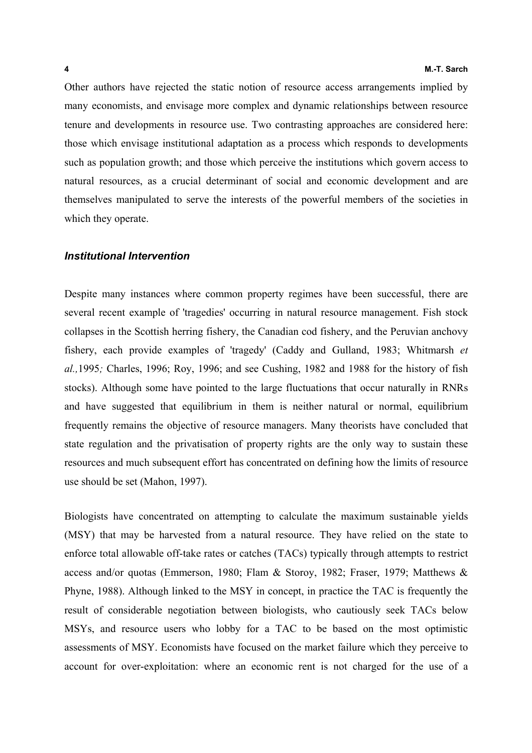Other authors have rejected the static notion of resource access arrangements implied by many economists, and envisage more complex and dynamic relationships between resource tenure and developments in resource use. Two contrasting approaches are considered here: those which envisage institutional adaptation as a process which responds to developments such as population growth; and those which perceive the institutions which govern access to natural resources, as a crucial determinant of social and economic development and are themselves manipulated to serve the interests of the powerful members of the societies in which they operate.

### *Institutional Intervention*

Despite many instances where common property regimes have been successful, there are several recent example of 'tragedies' occurring in natural resource management. Fish stock collapses in the Scottish herring fishery, the Canadian cod fishery, and the Peruvian anchovy fishery, each provide examples of 'tragedy' (Caddy and Gulland, 1983; Whitmarsh *et al.,*1995*;* Charles, 1996; Roy, 1996; and see Cushing, 1982 and 1988 for the history of fish stocks). Although some have pointed to the large fluctuations that occur naturally in RNRs and have suggested that equilibrium in them is neither natural or normal, equilibrium frequently remains the objective of resource managers. Many theorists have concluded that state regulation and the privatisation of property rights are the only way to sustain these resources and much subsequent effort has concentrated on defining how the limits of resource use should be set (Mahon, 1997).

Biologists have concentrated on attempting to calculate the maximum sustainable yields (MSY) that may be harvested from a natural resource. They have relied on the state to enforce total allowable off-take rates or catches (TACs) typically through attempts to restrict access and/or quotas (Emmerson, 1980; Flam & Storoy, 1982; Fraser, 1979; Matthews & Phyne, 1988). Although linked to the MSY in concept, in practice the TAC is frequently the result of considerable negotiation between biologists, who cautiously seek TACs below MSYs, and resource users who lobby for a TAC to be based on the most optimistic assessments of MSY. Economists have focused on the market failure which they perceive to account for over-exploitation: where an economic rent is not charged for the use of a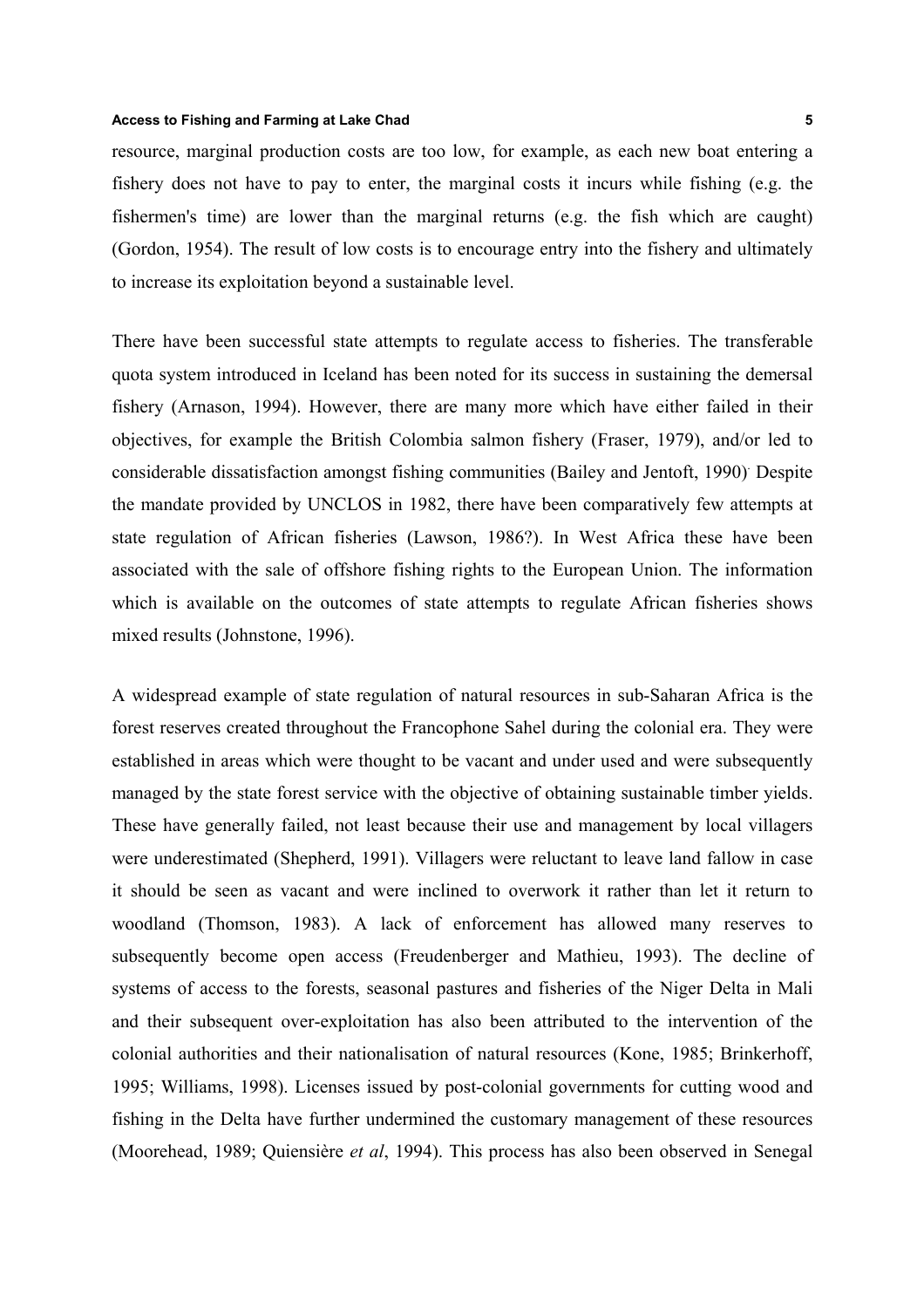resource, marginal production costs are too low, for example, as each new boat entering a fishery does not have to pay to enter, the marginal costs it incurs while fishing (e.g. the fishermen's time) are lower than the marginal returns (e.g. the fish which are caught) (Gordon, 1954). The result of low costs is to encourage entry into the fishery and ultimately to increase its exploitation beyond a sustainable level.

There have been successful state attempts to regulate access to fisheries. The transferable quota system introduced in Iceland has been noted for its success in sustaining the demersal fishery (Arnason, 1994). However, there are many more which have either failed in their objectives, for example the British Colombia salmon fishery (Fraser, 1979), and/or led to considerable dissatisfaction amongst fishing communities (Bailey and Jentoft, 1990). Despite the mandate provided by UNCLOS in 1982, there have been comparatively few attempts at state regulation of African fisheries (Lawson, 1986?). In West Africa these have been associated with the sale of offshore fishing rights to the European Union. The information which is available on the outcomes of state attempts to regulate African fisheries shows mixed results (Johnstone, 1996).

A widespread example of state regulation of natural resources in sub-Saharan Africa is the forest reserves created throughout the Francophone Sahel during the colonial era. They were established in areas which were thought to be vacant and under used and were subsequently managed by the state forest service with the objective of obtaining sustainable timber yields. These have generally failed, not least because their use and management by local villagers were underestimated (Shepherd, 1991). Villagers were reluctant to leave land fallow in case it should be seen as vacant and were inclined to overwork it rather than let it return to woodland (Thomson, 1983). A lack of enforcement has allowed many reserves to subsequently become open access (Freudenberger and Mathieu, 1993). The decline of systems of access to the forests, seasonal pastures and fisheries of the Niger Delta in Mali and their subsequent over-exploitation has also been attributed to the intervention of the colonial authorities and their nationalisation of natural resources (Kone, 1985; Brinkerhoff, 1995; Williams, 1998). Licenses issued by post-colonial governments for cutting wood and fishing in the Delta have further undermined the customary management of these resources (Moorehead, 1989; Quiensière *et al*, 1994). This process has also been observed in Senegal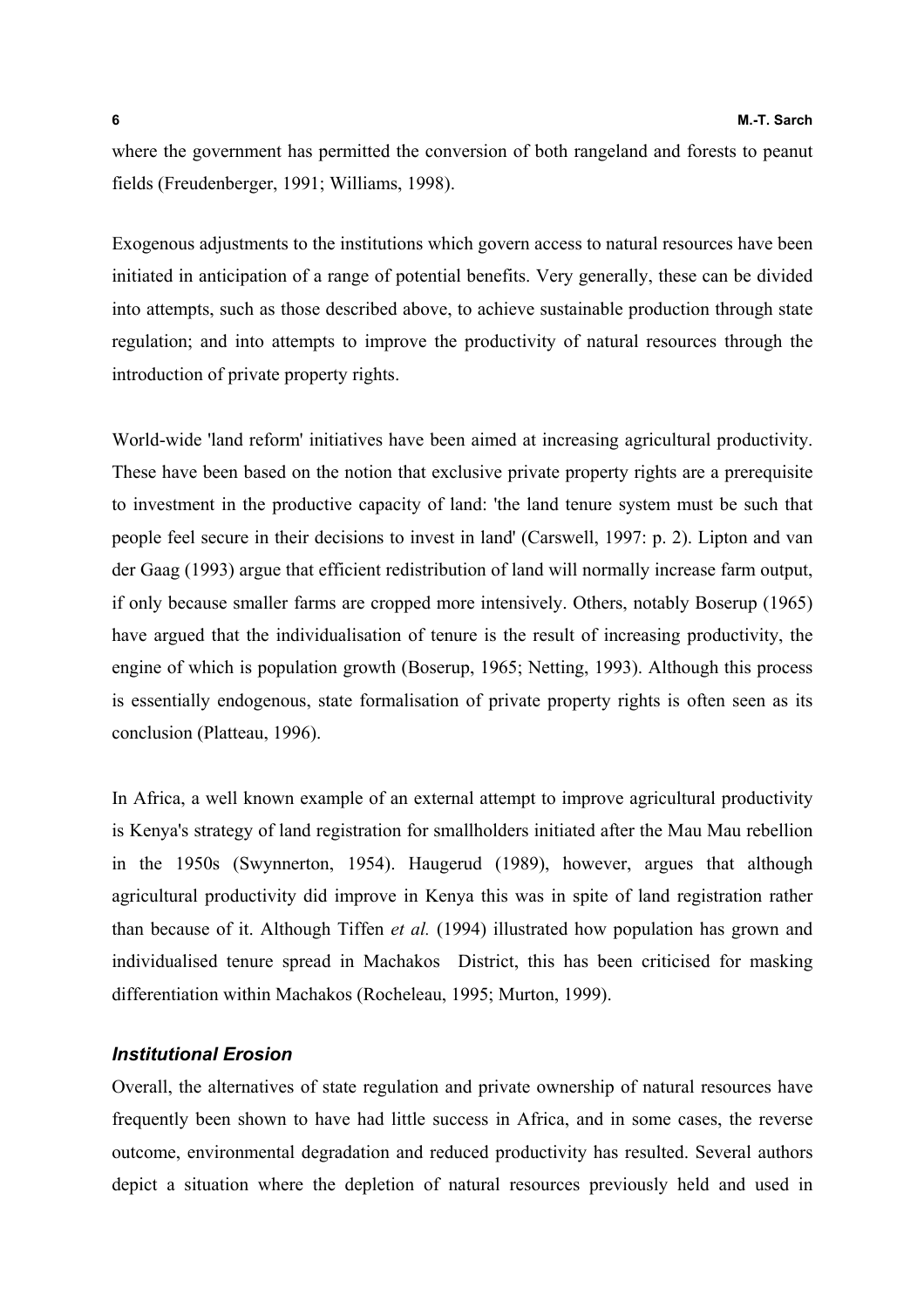where the government has permitted the conversion of both rangeland and forests to peanut fields (Freudenberger, 1991; Williams, 1998).

Exogenous adjustments to the institutions which govern access to natural resources have been initiated in anticipation of a range of potential benefits. Very generally, these can be divided into attempts, such as those described above, to achieve sustainable production through state regulation; and into attempts to improve the productivity of natural resources through the introduction of private property rights.

World-wide 'land reform' initiatives have been aimed at increasing agricultural productivity. These have been based on the notion that exclusive private property rights are a prerequisite to investment in the productive capacity of land: 'the land tenure system must be such that people feel secure in their decisions to invest in land' (Carswell, 1997: p. 2). Lipton and van der Gaag (1993) argue that efficient redistribution of land will normally increase farm output, if only because smaller farms are cropped more intensively. Others, notably Boserup (1965) have argued that the individualisation of tenure is the result of increasing productivity, the engine of which is population growth (Boserup, 1965; Netting, 1993). Although this process is essentially endogenous, state formalisation of private property rights is often seen as its conclusion (Platteau, 1996).

In Africa, a well known example of an external attempt to improve agricultural productivity is Kenya's strategy of land registration for smallholders initiated after the Mau Mau rebellion in the 1950s (Swynnerton, 1954). Haugerud (1989), however, argues that although agricultural productivity did improve in Kenya this was in spite of land registration rather than because of it. Although Tiffen *et al.* (1994) illustrated how population has grown and individualised tenure spread in Machakos District, this has been criticised for masking differentiation within Machakos (Rocheleau, 1995; Murton, 1999).

### *Institutional Erosion*

Overall, the alternatives of state regulation and private ownership of natural resources have frequently been shown to have had little success in Africa, and in some cases, the reverse outcome, environmental degradation and reduced productivity has resulted. Several authors depict a situation where the depletion of natural resources previously held and used in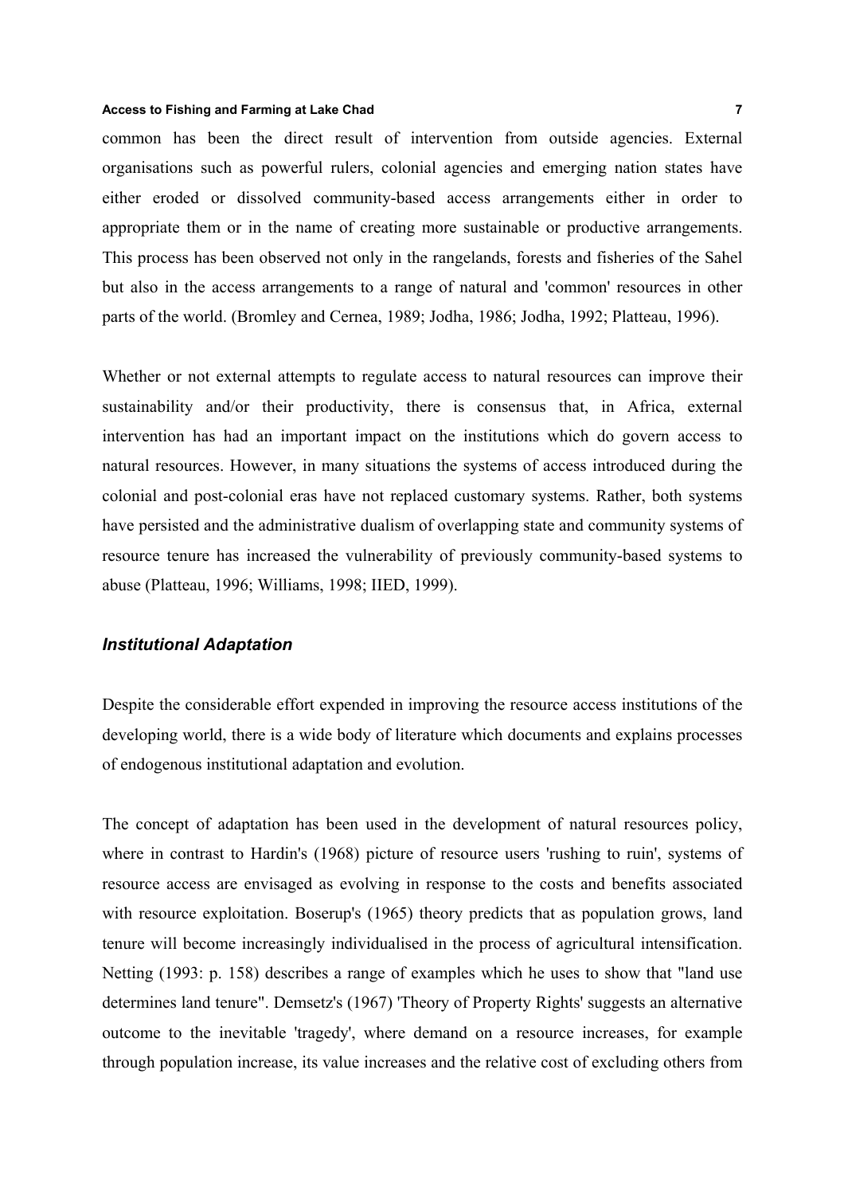common has been the direct result of intervention from outside agencies. External organisations such as powerful rulers, colonial agencies and emerging nation states have either eroded or dissolved community-based access arrangements either in order to appropriate them or in the name of creating more sustainable or productive arrangements. This process has been observed not only in the rangelands, forests and fisheries of the Sahel but also in the access arrangements to a range of natural and 'common' resources in other parts of the world. (Bromley and Cernea, 1989; Jodha, 1986; Jodha, 1992; Platteau, 1996).

Whether or not external attempts to regulate access to natural resources can improve their sustainability and/or their productivity, there is consensus that, in Africa, external intervention has had an important impact on the institutions which do govern access to natural resources. However, in many situations the systems of access introduced during the colonial and post-colonial eras have not replaced customary systems. Rather, both systems have persisted and the administrative dualism of overlapping state and community systems of resource tenure has increased the vulnerability of previously community-based systems to abuse (Platteau, 1996; Williams, 1998; IIED, 1999).

### *Institutional Adaptation*

Despite the considerable effort expended in improving the resource access institutions of the developing world, there is a wide body of literature which documents and explains processes of endogenous institutional adaptation and evolution.

The concept of adaptation has been used in the development of natural resources policy, where in contrast to Hardin's (1968) picture of resource users 'rushing to ruin', systems of resource access are envisaged as evolving in response to the costs and benefits associated with resource exploitation. Boserup's (1965) theory predicts that as population grows, land tenure will become increasingly individualised in the process of agricultural intensification. Netting (1993: p. 158) describes a range of examples which he uses to show that "land use determines land tenure". Demsetz's (1967) 'Theory of Property Rights' suggests an alternative outcome to the inevitable 'tragedy', where demand on a resource increases, for example through population increase, its value increases and the relative cost of excluding others from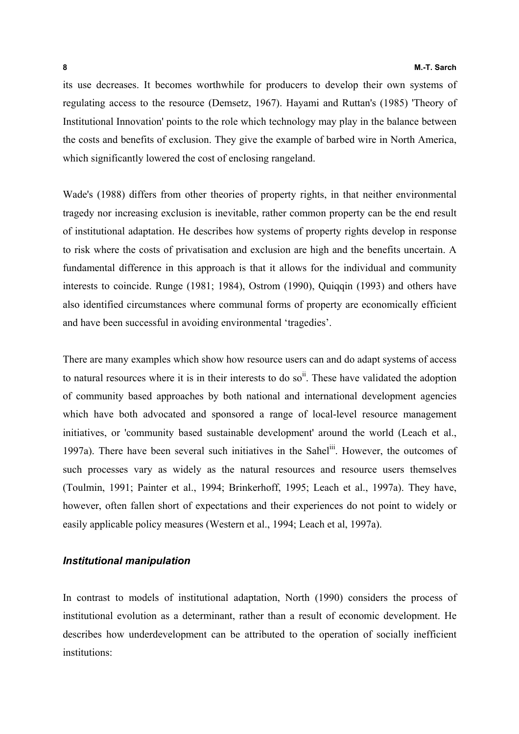its use decreases. It becomes worthwhile for producers to develop their own systems of regulating access to the resource (Demsetz, 1967). Hayami and Ruttan's (1985) 'Theory of Institutional Innovation' points to the role which technology may play in the balance between the costs and benefits of exclusion. They give the example of barbed wire in North America, which significantly lowered the cost of enclosing rangeland.

Wade's (1988) differs from other theories of property rights, in that neither environmental tragedy nor increasing exclusion is inevitable, rather common property can be the end result of institutional adaptation. He describes how systems of property rights develop in response to risk where the costs of privatisation and exclusion are high and the benefits uncertain. A fundamental difference in this approach is that it allows for the individual and community interests to coincide. Runge (1981; 1984), Ostrom (1990), Quiqqin (1993) and others have also identified circumstances where communal forms of property are economically efficient and have been successful in avoiding environmental 'tragedies'.

There are many examples which show how resource users can and do adapt systems of access to natural resources where it is in their interests to do so[ii]. These have validated the adoption of community based approaches by both national and international development agencies which have both advocated and sponsored a range of local-level resource management initiatives, or 'community based sustainable development' around the world (Leach et al., 1997a). There have been several such initiatives in the Sahel[iii]. However, the outcomes of such processes vary as widely as the natural resources and resource users themselves (Toulmin, 1991; Painter et al., 1994; Brinkerhoff, 1995; Leach et al., 1997a). They have, however, often fallen short of expectations and their experiences do not point to widely or easily applicable policy measures (Western et al., 1994; Leach et al, 1997a).

### *Institutional manipulation*

In contrast to models of institutional adaptation, North (1990) considers the process of institutional evolution as a determinant, rather than a result of economic development. He describes how underdevelopment can be attributed to the operation of socially inefficient institutions: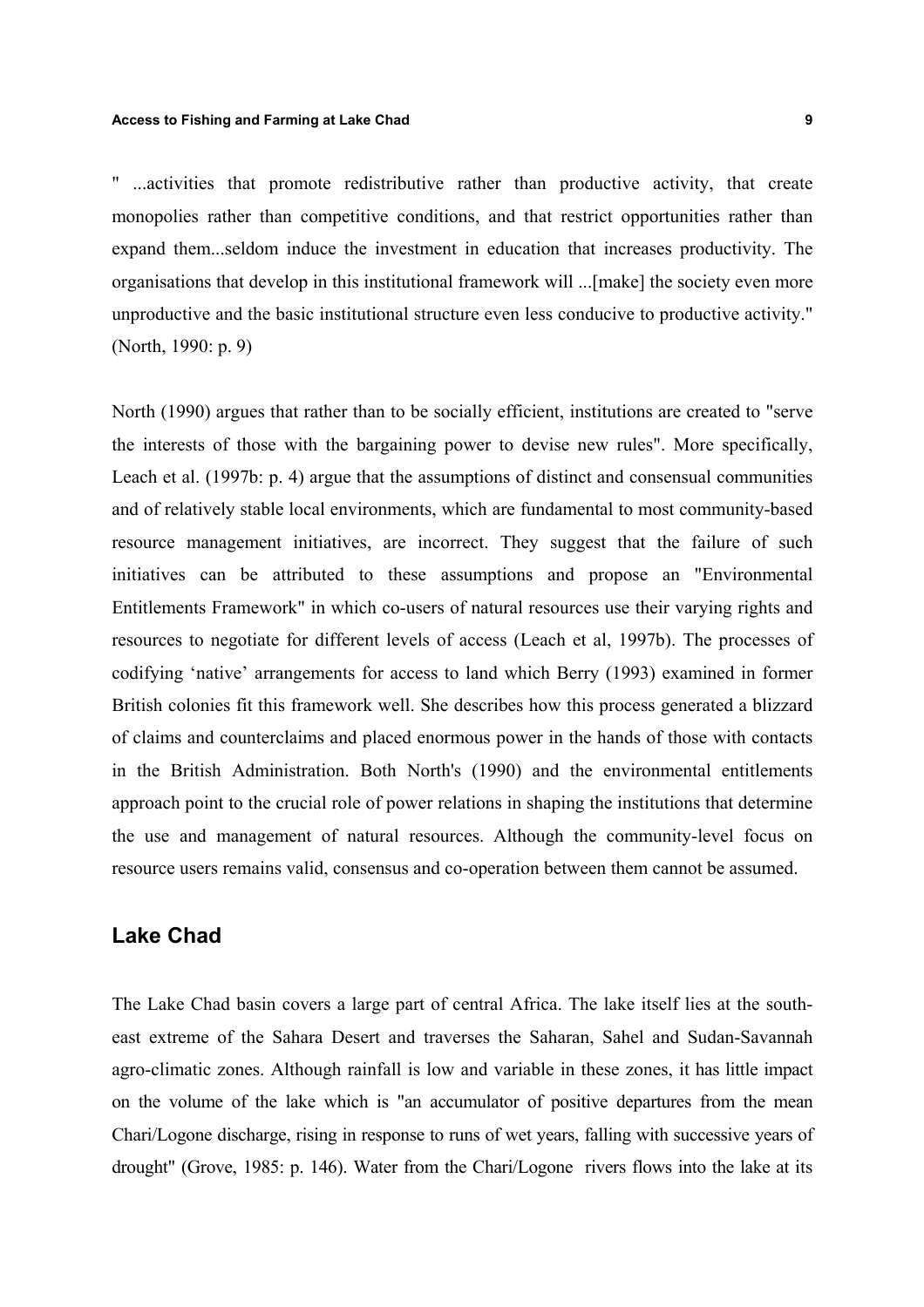" ...activities that promote redistributive rather than productive activity, that create monopolies rather than competitive conditions, and that restrict opportunities rather than expand them...seldom induce the investment in education that increases productivity. The organisations that develop in this institutional framework will ...[make] the society even more unproductive and the basic institutional structure even less conducive to productive activity." (North, 1990: p. 9)

North (1990) argues that rather than to be socially efficient, institutions are created to "serve the interests of those with the bargaining power to devise new rules". More specifically, Leach et al. (1997b: p. 4) argue that the assumptions of distinct and consensual communities and of relatively stable local environments, which are fundamental to most community-based resource management initiatives, are incorrect. They suggest that the failure of such initiatives can be attributed to these assumptions and propose an "Environmental Entitlements Framework" in which co-users of natural resources use their varying rights and resources to negotiate for different levels of access (Leach et al, 1997b). The processes of codifying 'native' arrangements for access to land which Berry (1993) examined in former British colonies fit this framework well. She describes how this process generated a blizzard of claims and counterclaims and placed enormous power in the hands of those with contacts in the British Administration. Both North's (1990) and the environmental entitlements approach point to the crucial role of power relations in shaping the institutions that determine the use and management of natural resources. Although the community-level focus on resource users remains valid, consensus and co-operation between them cannot be assumed.

## Lake Chad

The Lake Chad basin covers a large part of central Africa. The lake itself lies at the south-east extreme of the Sahara Desert and traverses the Saharan, Sahel and Sudan-Savannah agro-climatic zones. Although rainfall is low and variable in these zones, it has little impact on the volume of the lake which is "an accumulator of positive departures from the mean Chari/Logone discharge, rising in response to runs of wet years, falling with successive years of drought" (Grove, 1985: p. 146). Water from the Chari/Logone rivers flows into the lake at its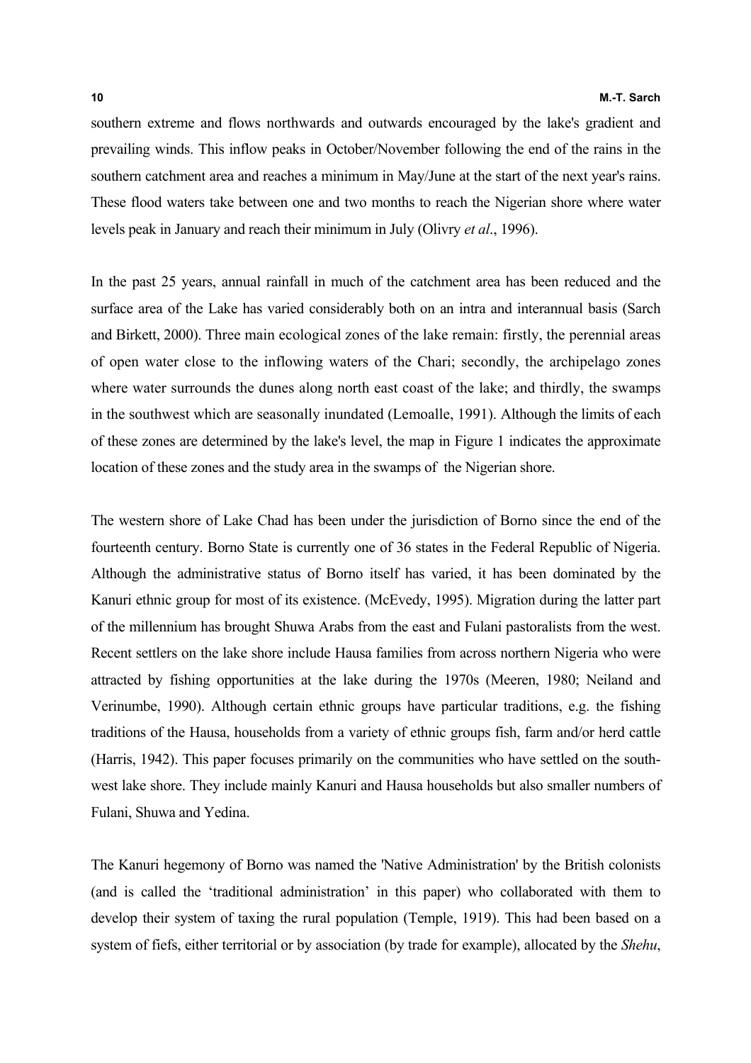southern extreme and flows northwards and outwards encouraged by the lake's gradient and prevailing winds. This inflow peaks in October/November following the end of the rains in the southern catchment area and reaches a minimum in May/June at the start of the next year's rains. These flood waters take between one and two months to reach the Nigerian shore where water levels peak in January and reach their minimum in July (Olivry *et al*., 1996).

In the past 25 years, annual rainfall in much of the catchment area has been reduced and the surface area of the Lake has varied considerably both on an intra and interannual basis (Sarch and Birkett, 2000). Three main ecological zones of the lake remain: firstly, the perennial areas of open water close to the inflowing waters of the Chari; secondly, the archipelago zones where water surrounds the dunes along north east coast of the lake; and thirdly, the swamps in the southwest which are seasonally inundated (Lemoalle, 1991). Although the limits of each of these zones are determined by the lake's level, the map in Figure 1 indicates the approximate location of these zones and the study area in the swamps of the Nigerian shore.

The western shore of Lake Chad has been under the jurisdiction of Borno since the end of the fourteenth century. Borno State is currently one of 36 states in the Federal Republic of Nigeria. Although the administrative status of Borno itself has varied, it has been dominated by the Kanuri ethnic group for most of its existence. (McEvedy, 1995). Migration during the latter part of the millennium has brought Shuwa Arabs from the east and Fulani pastoralists from the west. Recent settlers on the lake shore include Hausa families from across northern Nigeria who were attracted by fishing opportunities at the lake during the 1970s (Meeren, 1980; Neiland and Verinumbe, 1990). Although certain ethnic groups have particular traditions, e.g. the fishing traditions of the Hausa, households from a variety of ethnic groups fish, farm and/or herd cattle (Harris, 1942). This paper focuses primarily on the communities who have settled on the south-west lake shore. They include mainly Kanuri and Hausa households but also smaller numbers of Fulani, Shuwa and Yedina.

The Kanuri hegemony of Borno was named the 'Native Administration' by the British colonists (and is called the 'traditional administration' in this paper) who collaborated with them to develop their system of taxing the rural population (Temple, 1919). This had been based on a system of fiefs, either territorial or by association (by trade for example), allocated by the *Shehu*,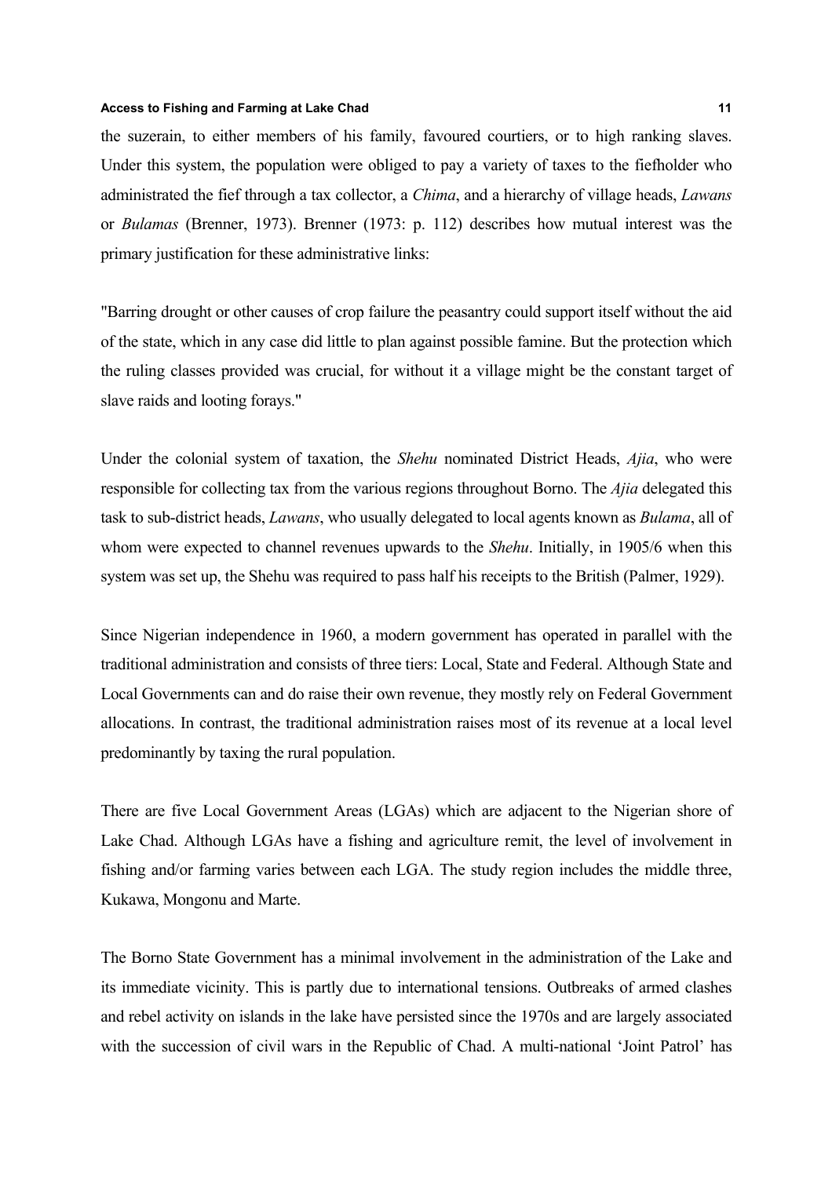the suzerain, to either members of his family, favoured courtiers, or to high ranking slaves. Under this system, the population were obliged to pay a variety of taxes to the fiefholder who administrated the fief through a tax collector, a *Chima*, and a hierarchy of village heads, *Lawans* or *Bulamas* (Brenner, 1973). Brenner (1973: p. 112) describes how mutual interest was the primary justification for these administrative links:

"Barring drought or other causes of crop failure the peasantry could support itself without the aid of the state, which in any case did little to plan against possible famine. But the protection which the ruling classes provided was crucial, for without it a village might be the constant target of slave raids and looting forays."

Under the colonial system of taxation, the *Shehu* nominated District Heads, *Ajia*, who were responsible for collecting tax from the various regions throughout Borno. The *Ajia* delegated this task to sub-district heads, *Lawans*, who usually delegated to local agents known as *Bulama*, all of whom were expected to channel revenues upwards to the *Shehu*. Initially, in 1905/6 when this system was set up, the Shehu was required to pass half his receipts to the British (Palmer, 1929).

Since Nigerian independence in 1960, a modern government has operated in parallel with the traditional administration and consists of three tiers: Local, State and Federal. Although State and Local Governments can and do raise their own revenue, they mostly rely on Federal Government allocations. In contrast, the traditional administration raises most of its revenue at a local level predominantly by taxing the rural population.

There are five Local Government Areas (LGAs) which are adjacent to the Nigerian shore of Lake Chad. Although LGAs have a fishing and agriculture remit, the level of involvement in fishing and/or farming varies between each LGA. The study region includes the middle three, Kukawa, Mongonu and Marte.

The Borno State Government has a minimal involvement in the administration of the Lake and its immediate vicinity. This is partly due to international tensions. Outbreaks of armed clashes and rebel activity on islands in the lake have persisted since the 1970s and are largely associated with the succession of civil wars in the Republic of Chad. A multi-national 'Joint Patrol' has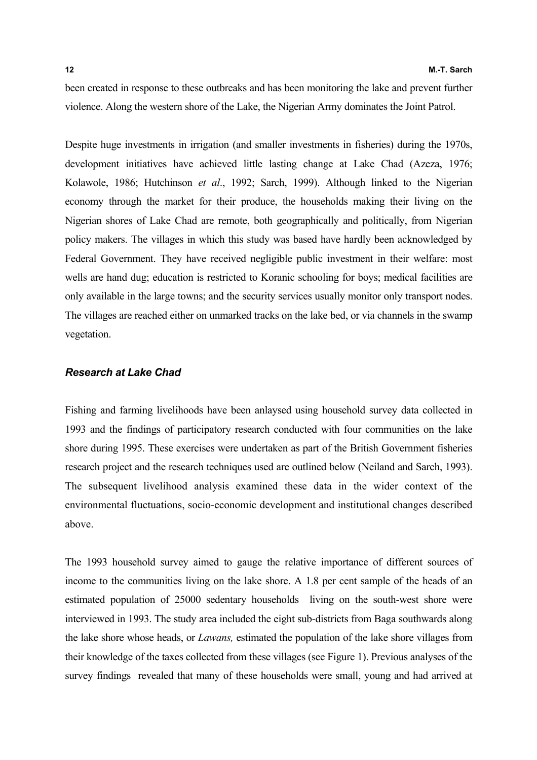been created in response to these outbreaks and has been monitoring the lake and prevent further violence. Along the western shore of the Lake, the Nigerian Army dominates the Joint Patrol.

Despite huge investments in irrigation (and smaller investments in fisheries) during the 1970s, development initiatives have achieved little lasting change at Lake Chad (Azeza, 1976; Kolawole, 1986; Hutchinson *et al*., 1992; Sarch, 1999). Although linked to the Nigerian economy through the market for their produce, the households making their living on the Nigerian shores of Lake Chad are remote, both geographically and politically, from Nigerian policy makers. The villages in which this study was based have hardly been acknowledged by Federal Government. They have received negligible public investment in their welfare: most wells are hand dug; education is restricted to Koranic schooling for boys; medical facilities are only available in the large towns; and the security services usually monitor only transport nodes. The villages are reached either on unmarked tracks on the lake bed, or via channels in the swamp vegetation.

### *Research at Lake Chad*

Fishing and farming livelihoods have been anlaysed using household survey data collected in 1993 and the findings of participatory research conducted with four communities on the lake shore during 1995. These exercises were undertaken as part of the British Government fisheries research project and the research techniques used are outlined below (Neiland and Sarch, 1993). The subsequent livelihood analysis examined these data in the wider context of the environmental fluctuations, socio-economic development and institutional changes described above.

The 1993 household survey aimed to gauge the relative importance of different sources of income to the communities living on the lake shore. A 1.8 per cent sample of the heads of an estimated population of 25000 sedentary households living on the south-west shore were interviewed in 1993. The study area included the eight sub-districts from Baga southwards along the lake shore whose heads, or *Lawans,* estimated the population of the lake shore villages from their knowledge of the taxes collected from these villages (see Figure 1). Previous analyses of the survey findings revealed that many of these households were small, young and had arrived at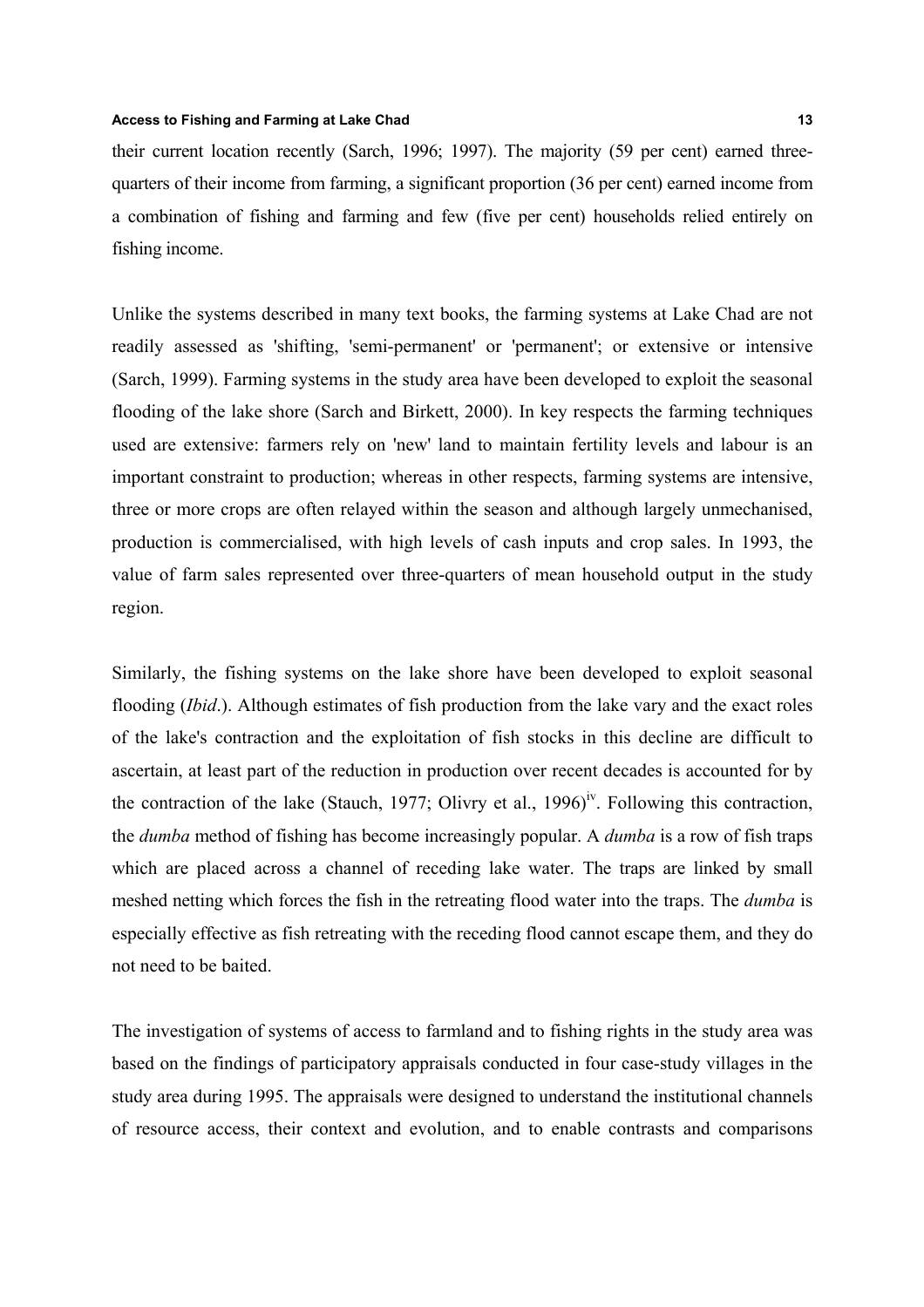their current location recently (Sarch, 1996; 1997). The majority (59 per cent) earned three-quarters of their income from farming, a significant proportion (36 per cent) earned income from a combination of fishing and farming and few (five per cent) households relied entirely on fishing income.

Unlike the systems described in many text books, the farming systems at Lake Chad are not readily assessed as 'shifting, 'semi-permanent' or 'permanent'; or extensive or intensive (Sarch, 1999). Farming systems in the study area have been developed to exploit the seasonal flooding of the lake shore (Sarch and Birkett, 2000). In key respects the farming techniques used are extensive: farmers rely on 'new' land to maintain fertility levels and labour is an important constraint to production; whereas in other respects, farming systems are intensive, three or more crops are often relayed within the season and although largely unmechanised, production is commercialised, with high levels of cash inputs and crop sales. In 1993, the value of farm sales represented over three-quarters of mean household output in the study region.

Similarly, the fishing systems on the lake shore have been developed to exploit seasonal flooding (*Ibid*.). Although estimates of fish production from the lake vary and the exact roles of the lake's contraction and the exploitation of fish stocks in this decline are difficult to ascertain, at least part of the reduction in production over recent decades is accounted for by the contraction of the lake (Stauch, 1977; Olivry et al., 1996)[iv]. Following this contraction, the *dumba* method of fishing has become increasingly popular. A *dumba* is a row of fish traps which are placed across a channel of receding lake water. The traps are linked by small meshed netting which forces the fish in the retreating flood water into the traps. The *dumba* is especially effective as fish retreating with the receding flood cannot escape them, and they do not need to be baited.

The investigation of systems of access to farmland and to fishing rights in the study area was based on the findings of participatory appraisals conducted in four case-study villages in the study area during 1995. The appraisals were designed to understand the institutional channels of resource access, their context and evolution, and to enable contrasts and comparisons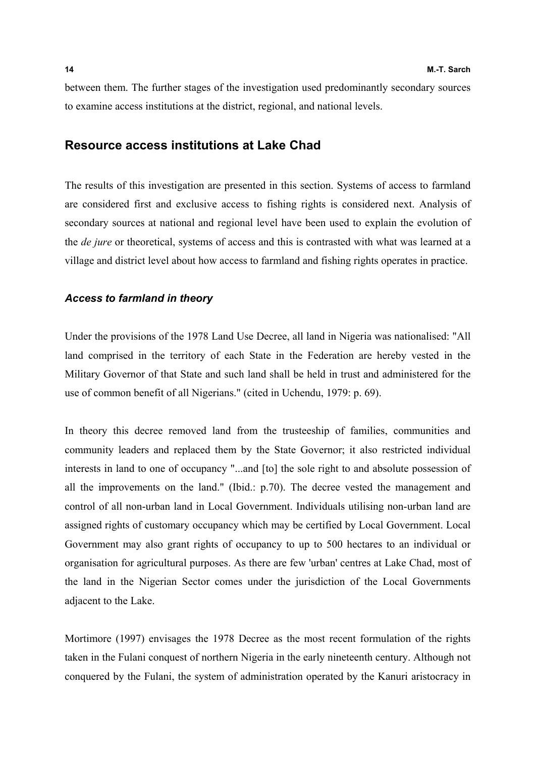between them. The further stages of the investigation used predominantly secondary sources to examine access institutions at the district, regional, and national levels.

## Resource access institutions at Lake Chad

The results of this investigation are presented in this section. Systems of access to farmland are considered first and exclusive access to fishing rights is considered next. Analysis of secondary sources at national and regional level have been used to explain the evolution of the *de jure* or theoretical, systems of access and this is contrasted with what was learned at a village and district level about how access to farmland and fishing rights operates in practice.

### *Access to farmland in theory*

Under the provisions of the 1978 Land Use Decree, all land in Nigeria was nationalised: "All land comprised in the territory of each State in the Federation are hereby vested in the Military Governor of that State and such land shall be held in trust and administered for the use of common benefit of all Nigerians." (cited in Uchendu, 1979: p. 69).

In theory this decree removed land from the trusteeship of families, communities and community leaders and replaced them by the State Governor; it also restricted individual interests in land to one of occupancy "...and [to] the sole right to and absolute possession of all the improvements on the land." (Ibid.: p.70). The decree vested the management and control of all non-urban land in Local Government. Individuals utilising non-urban land are assigned rights of customary occupancy which may be certified by Local Government. Local Government may also grant rights of occupancy to up to 500 hectares to an individual or organisation for agricultural purposes. As there are few 'urban' centres at Lake Chad, most of the land in the Nigerian Sector comes under the jurisdiction of the Local Governments adjacent to the Lake.

Mortimore (1997) envisages the 1978 Decree as the most recent formulation of the rights taken in the Fulani conquest of northern Nigeria in the early nineteenth century. Although not conquered by the Fulani, the system of administration operated by the Kanuri aristocracy in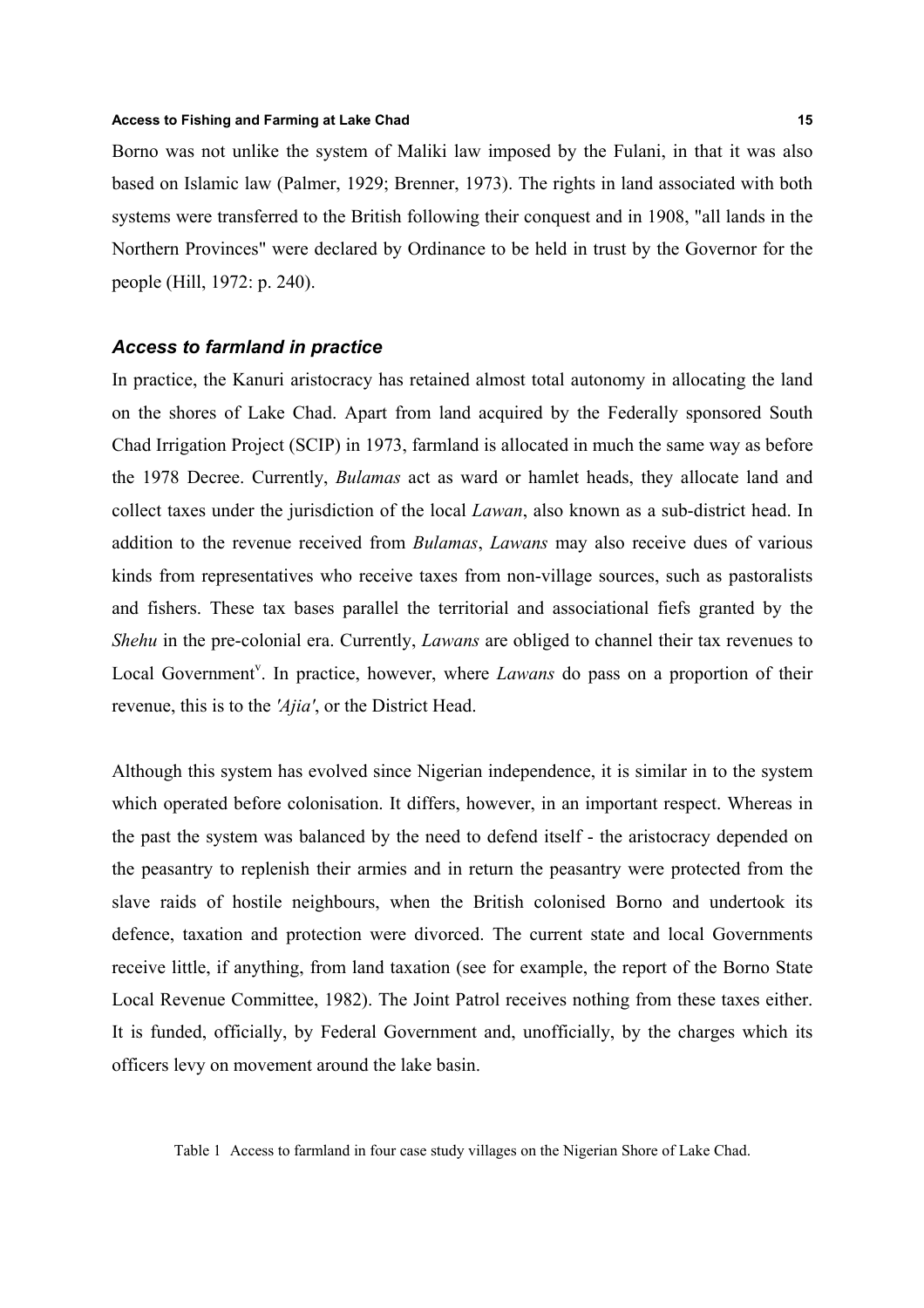Borno was not unlike the system of Maliki law imposed by the Fulani, in that it was also based on Islamic law (Palmer, 1929; Brenner, 1973). The rights in land associated with both systems were transferred to the British following their conquest and in 1908, "all lands in the Northern Provinces" were declared by Ordinance to be held in trust by the Governor for the people (Hill, 1972: p. 240).

### *Access to farmland in practice*

In practice, the Kanuri aristocracy has retained almost total autonomy in allocating the land on the shores of Lake Chad. Apart from land acquired by the Federally sponsored South Chad Irrigation Project (SCIP) in 1973, farmland is allocated in much the same way as before the 1978 Decree. Currently, *Bulamas* act as ward or hamlet heads, they allocate land and collect taxes under the jurisdiction of the local *Lawan*, also known as a sub-district head. In addition to the revenue received from *Bulamas*, *Lawans* may also receive dues of various kinds from representatives who receive taxes from non-village sources, such as pastoralists and fishers. These tax bases parallel the territorial and associational fiefs granted by the *Shehu* in the pre-colonial era. Currently, *Lawans* are obliged to channel their tax revenues to Local Government[v]. In practice, however, where *Lawans* do pass on a proportion of their revenue, this is to the *'Ajia'*, or the District Head.

Although this system has evolved since Nigerian independence, it is similar in to the system which operated before colonisation. It differs, however, in an important respect. Whereas in the past the system was balanced by the need to defend itself - the aristocracy depended on the peasantry to replenish their armies and in return the peasantry were protected from the slave raids of hostile neighbours, when the British colonised Borno and undertook its defence, taxation and protection were divorced. The current state and local Governments receive little, if anything, from land taxation (see for example, the report of the Borno State Local Revenue Committee, 1982). The Joint Patrol receives nothing from these taxes either. It is funded, officially, by Federal Government and, unofficially, by the charges which its officers levy on movement around the lake basin.

Table 1 Access to farmland in four case study villages on the Nigerian Shore of Lake Chad.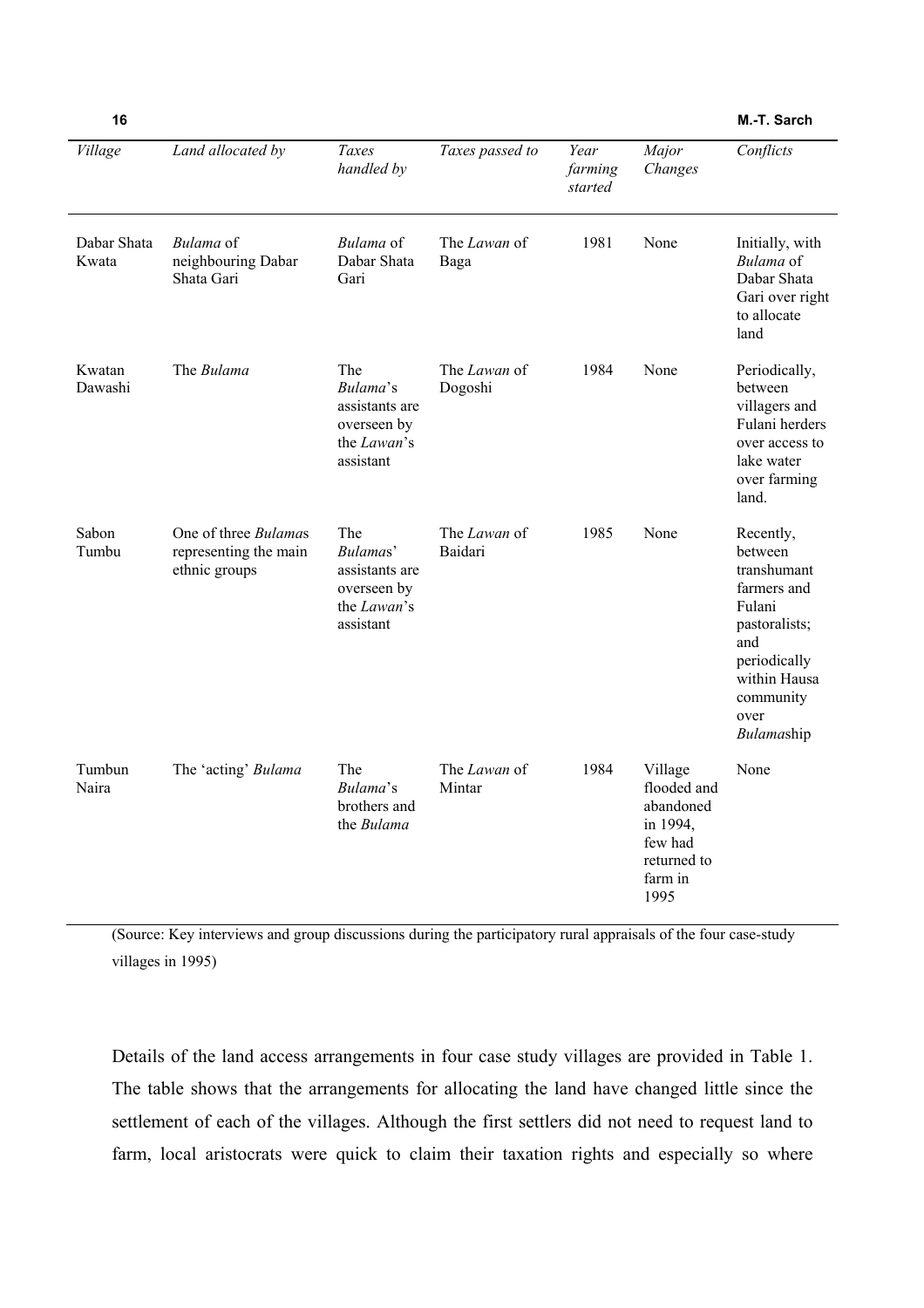| *Village* | *Land allocated by* | *Taxes handled by* | *Taxes passed to* | *Year farming started* | *Major Changes* | *Conflicts* |
|---|---|---|---|---|---|---|
| Dabar Shata Kwata | *Bulama* of neighbouring Dabar Shata Gari | *Bulama* of Dabar Shata Gari | The *Lawan* of Baga | 1981 | None | Initially, with *Bulama* of Dabar Shata Gari over right to allocate land |
| Kwatan Dawashi | The *Bulama* | The *Bulama*'s assistants are overseen by the *Lawan*'s assistant | The *Lawan* of Dogoshi | 1984 | None | Periodically, between villagers and Fulani herders over access to lake water over farming land. |
| Sabon Tumbu | One of three *Bulama*s representing the main ethnic groups | The *Bulama*s' assistants are overseen by the *Lawan*'s assistant | The *Lawan* of Baidari | 1985 | None | Recently, between transhumant farmers and Fulani pastoralists; and periodically within Hausa community over *Bulama*ship |
| Tumbun Naira | The 'acting' *Bulama* | The *Bulama*'s brothers and the *Bulama* | The *Lawan* of Mintar | 1984 | Village flooded and abandoned in 1994, few had returned to farm in 1995 | None |

(Source: Key interviews and group discussions during the participatory rural appraisals of the four case-study villages in 1995)

Details of the land access arrangements in four case study villages are provided in Table 1. The table shows that the arrangements for allocating the land have changed little since the settlement of each of the villages. Although the first settlers did not need to request land to farm, local aristocrats were quick to claim their taxation rights and especially so where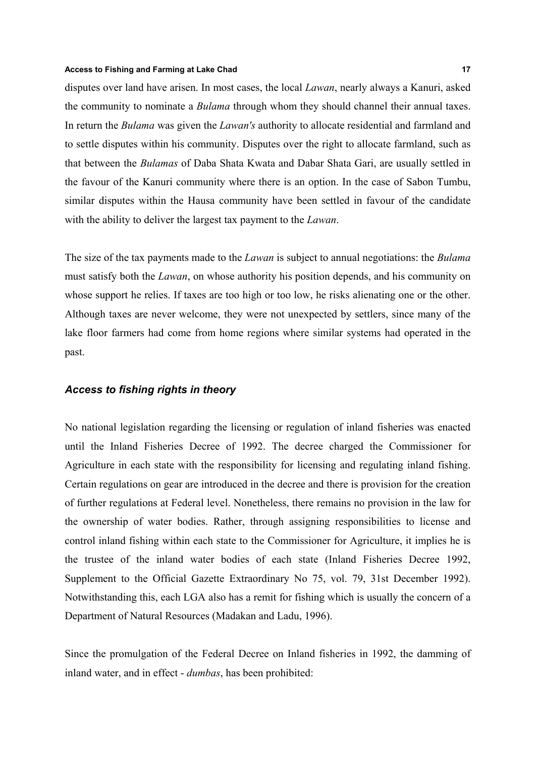disputes over land have arisen. In most cases, the local *Lawan*, nearly always a Kanuri, asked the community to nominate a *Bulama* through whom they should channel their annual taxes. In return the *Bulama* was given the *Lawan's* authority to allocate residential and farmland and to settle disputes within his community. Disputes over the right to allocate farmland, such as that between the *Bulamas* of Daba Shata Kwata and Dabar Shata Gari, are usually settled in the favour of the Kanuri community where there is an option. In the case of Sabon Tumbu, similar disputes within the Hausa community have been settled in favour of the candidate with the ability to deliver the largest tax payment to the *Lawan*.

The size of the tax payments made to the *Lawan* is subject to annual negotiations: the *Bulama* must satisfy both the *Lawan*, on whose authority his position depends, and his community on whose support he relies. If taxes are too high or too low, he risks alienating one or the other. Although taxes are never welcome, they were not unexpected by settlers, since many of the lake floor farmers had come from home regions where similar systems had operated in the past.

### *Access to fishing rights in theory*

No national legislation regarding the licensing or regulation of inland fisheries was enacted until the Inland Fisheries Decree of 1992. The decree charged the Commissioner for Agriculture in each state with the responsibility for licensing and regulating inland fishing. Certain regulations on gear are introduced in the decree and there is provision for the creation of further regulations at Federal level. Nonetheless, there remains no provision in the law for the ownership of water bodies. Rather, through assigning responsibilities to license and control inland fishing within each state to the Commissioner for Agriculture, it implies he is the trustee of the inland water bodies of each state (Inland Fisheries Decree 1992, Supplement to the Official Gazette Extraordinary No 75, vol. 79, 31st December 1992). Notwithstanding this, each LGA also has a remit for fishing which is usually the concern of a Department of Natural Resources (Madakan and Ladu, 1996).

Since the promulgation of the Federal Decree on Inland fisheries in 1992, the damming of inland water, and in effect - *dumbas*, has been prohibited: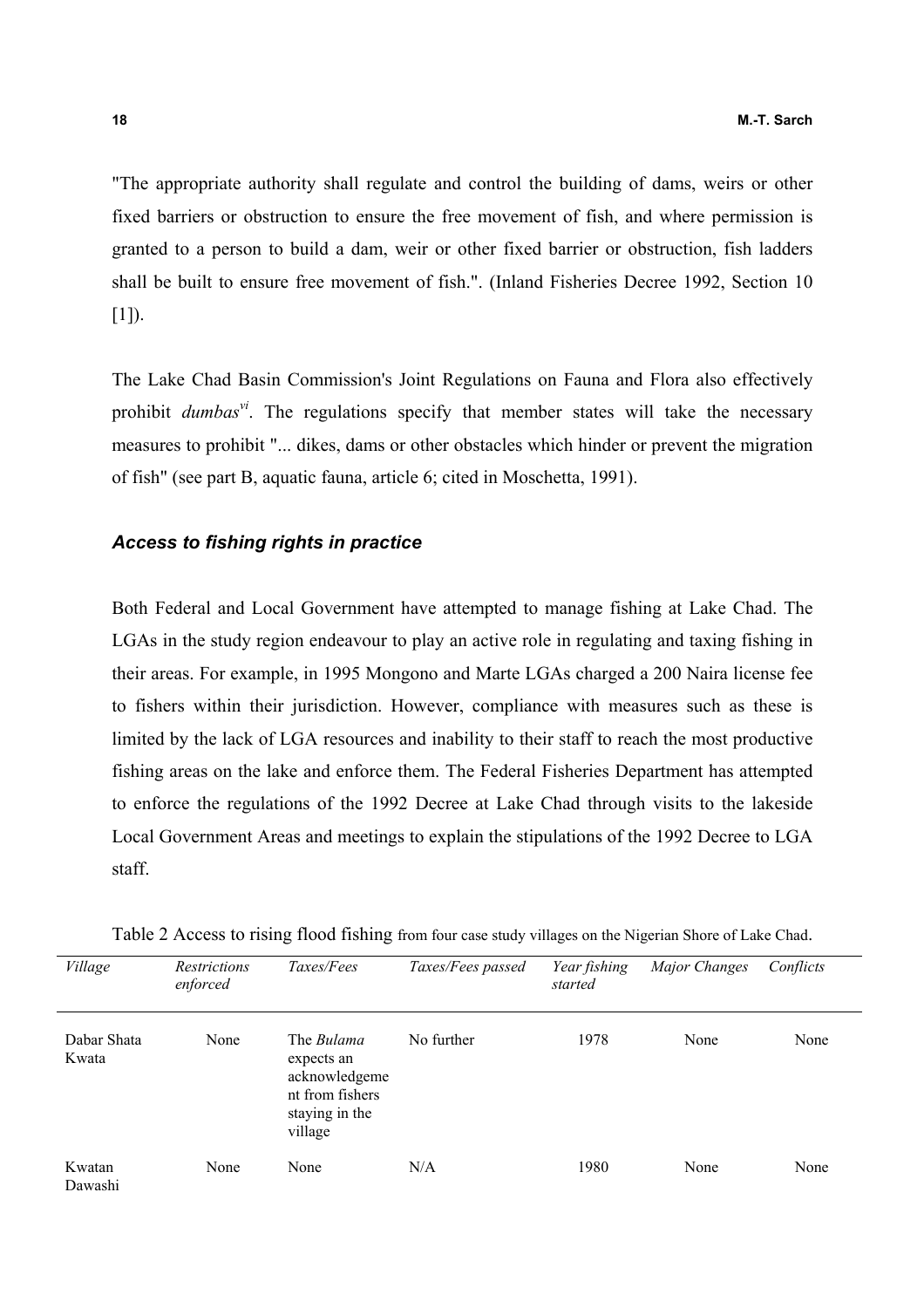"The appropriate authority shall regulate and control the building of dams, weirs or other fixed barriers or obstruction to ensure the free movement of fish, and where permission is granted to a person to build a dam, weir or other fixed barrier or obstruction, fish ladders shall be built to ensure free movement of fish.". (Inland Fisheries Decree 1992, Section 10 [1]).

The Lake Chad Basin Commission's Joint Regulations on Fauna and Flora also effectively prohibit *dumbas*[vi]. The regulations specify that member states will take the necessary measures to prohibit "... dikes, dams or other obstacles which hinder or prevent the migration of fish" (see part B, aquatic fauna, article 6; cited in Moschetta, 1991).

### *Access to fishing rights in practice*

Both Federal and Local Government have attempted to manage fishing at Lake Chad. The LGAs in the study region endeavour to play an active role in regulating and taxing fishing in their areas. For example, in 1995 Mongono and Marte LGAs charged a 200 Naira license fee to fishers within their jurisdiction. However, compliance with measures such as these is limited by the lack of LGA resources and inability to their staff to reach the most productive fishing areas on the lake and enforce them. The Federal Fisheries Department has attempted to enforce the regulations of the 1992 Decree at Lake Chad through visits to the lakeside Local Government Areas and meetings to explain the stipulations of the 1992 Decree to LGA staff.

Table 2 Access to rising flood fishing from four case study villages on the Nigerian Shore of Lake Chad.

| *Village* | *Restrictions enforced* | *Taxes/Fees* | *Taxes/Fees passed* | *Year fishing started* | *Major Changes* | *Conflicts* |
|---|---|---|---|---|---|---|
| Dabar Shata Kwata | None | The *Bulama* expects an acknowledgement from fishers staying in the village | No further | 1978 | None | None |
| Kwatan Dawashi | None | None | N/A | 1980 | None | None |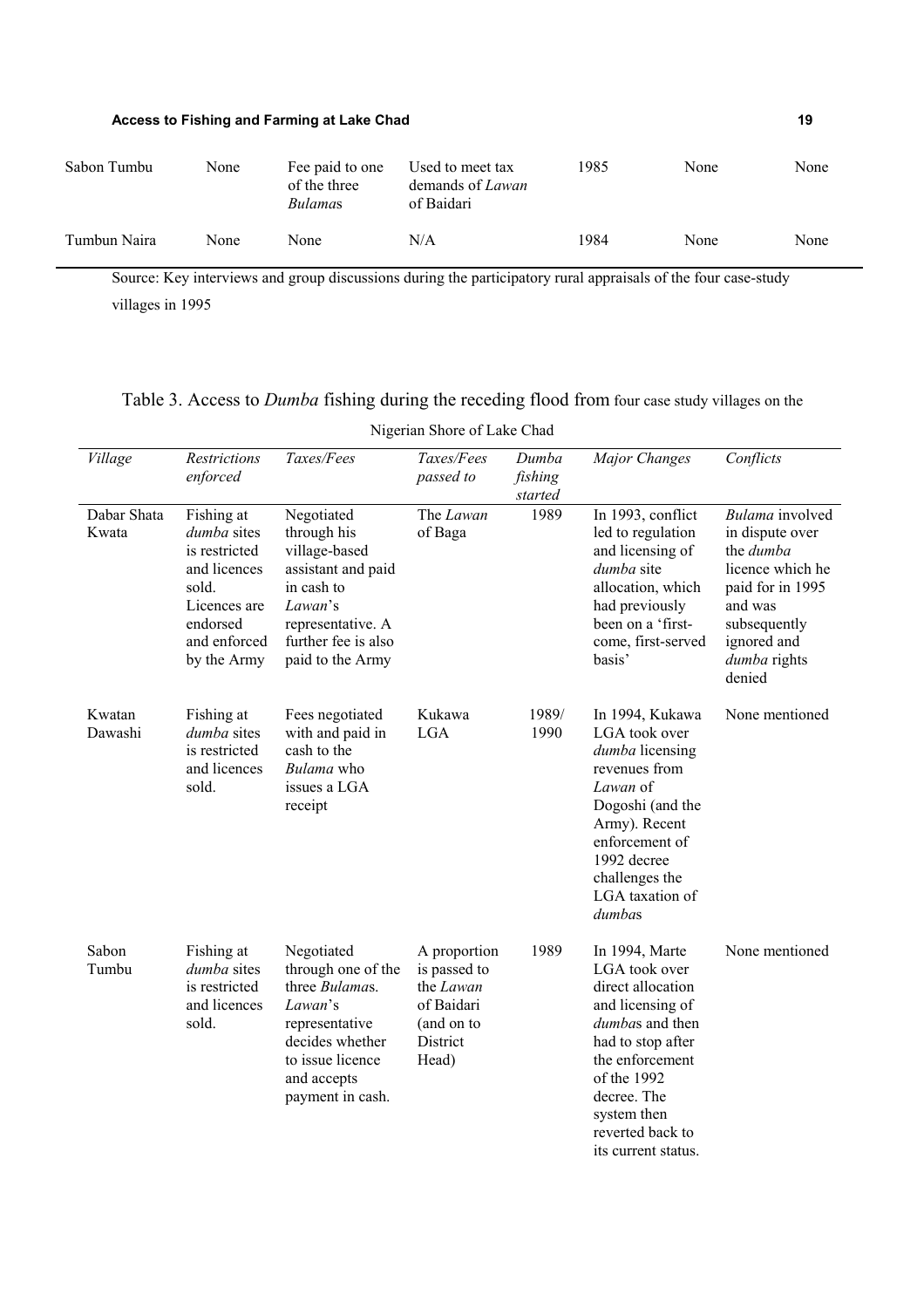| Sabon Tumbu | None | Fee paid to one of the three *Bulama*s | Used to meet tax demands of *Lawan* of Baidari | 1985 | None | None |
|---|---|---|---|---|---|---|
| Tumbun Naira | None | None | N/A | 1984 | None | None |

Source: Key interviews and group discussions during the participatory rural appraisals of the four case-study villages in 1995

Table 3. Access to *Dumba* fishing during the receding flood from four case study villages on the Nigerian Shore of Lake Chad

| *Village* | *Restrictions enforced* | *Taxes/Fees* | *Taxes/Fees passed to* | *Dumba fishing started* | *Major Changes* | *Conflicts* |
|---|---|---|---|---|---|---|
| Dabar Shata Kwata | Fishing at *dumba* sites is restricted and licences sold. Licences are endorsed and enforced by the Army | Negotiated through his village-based assistant and paid in cash to *Lawan*'s representative. A further fee is also paid to the Army | The *Lawan* of Baga | 1989 | In 1993, conflict led to regulation and licensing of *dumba* site allocation, which had previously been on a 'first-come, first-served basis' | *Bulama* involved in dispute over the *dumba* licence which he paid for in 1995 and was subsequently ignored and *dumba* rights denied |
| Kwatan Dawashi | Fishing at *dumba* sites is restricted and licences sold. | Fees negotiated with and paid in cash to the *Bulama* who issues a LGA receipt | Kukawa LGA | 1989/ 1990 | In 1994, Kukawa LGA took over *dumba* licensing revenues from *Lawan* of Dogoshi (and the Army). Recent enforcement of 1992 decree challenges the LGA taxation of *dumba*s | None mentioned |
| Sabon Tumbu | Fishing at *dumba* sites is restricted and licences sold. | Negotiated through one of the three *Bulama*s. *Lawan*'s representative decides whether to issue licence and accepts payment in cash. | A proportion is passed to the *Lawan* of Baidari (and on to District Head) | 1989 | In 1994, Marte LGA took over direct allocation and licensing of *dumba*s and then had to stop after the enforcement of the 1992 decree. The system then reverted back to its current status. | None mentioned |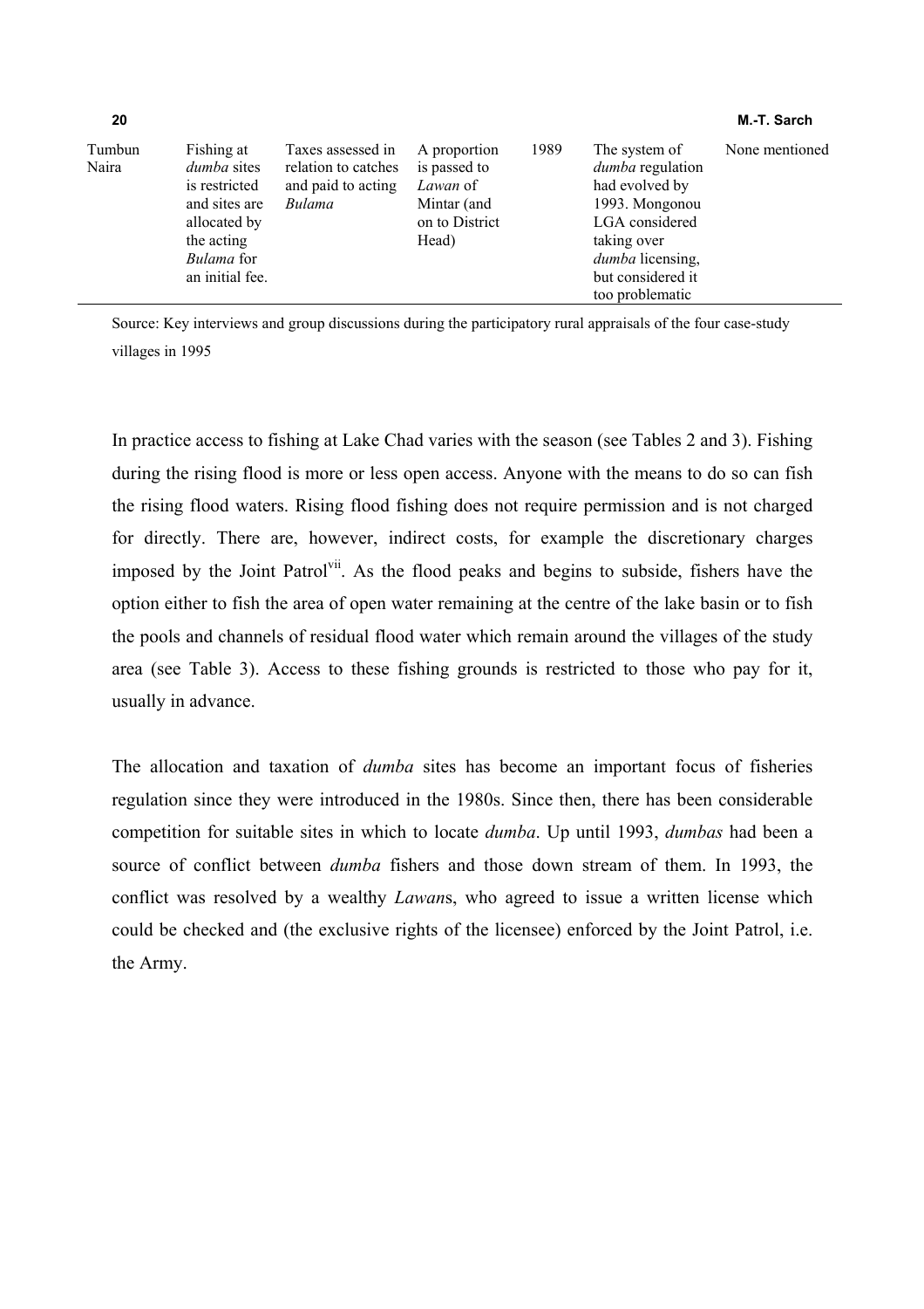| | | | | | | |
|---|---|---|---|---|---|---|
| Tumbun Naira | Fishing at *dumba* sites is restricted and sites are allocated by the acting *Bulama* for an initial fee. | Taxes assessed in relation to catches and paid to acting *Bulama* | A proportion is passed to *Lawan* of Mintar (and on to District Head) | 1989 | The system of *dumba* regulation had evolved by 1993. Mongonou LGA considered taking over *dumba* licensing, but considered it too problematic | None mentioned |

Source: Key interviews and group discussions during the participatory rural appraisals of the four case-study villages in 1995

In practice access to fishing at Lake Chad varies with the season (see Tables 2 and 3). Fishing during the rising flood is more or less open access. Anyone with the means to do so can fish the rising flood waters. Rising flood fishing does not require permission and is not charged for directly. There are, however, indirect costs, for example the discretionary charges imposed by the Joint Patrol[vii]. As the flood peaks and begins to subside, fishers have the option either to fish the area of open water remaining at the centre of the lake basin or to fish the pools and channels of residual flood water which remain around the villages of the study area (see Table 3). Access to these fishing grounds is restricted to those who pay for it, usually in advance.

The allocation and taxation of *dumba* sites has become an important focus of fisheries regulation since they were introduced in the 1980s. Since then, there has been considerable competition for suitable sites in which to locate *dumba*. Up until 1993, *dumbas* had been a source of conflict between *dumba* fishers and those down stream of them. In 1993, the conflict was resolved by a wealthy *Lawan*s, who agreed to issue a written license which could be checked and (the exclusive rights of the licensee) enforced by the Joint Patrol, i.e. the Army.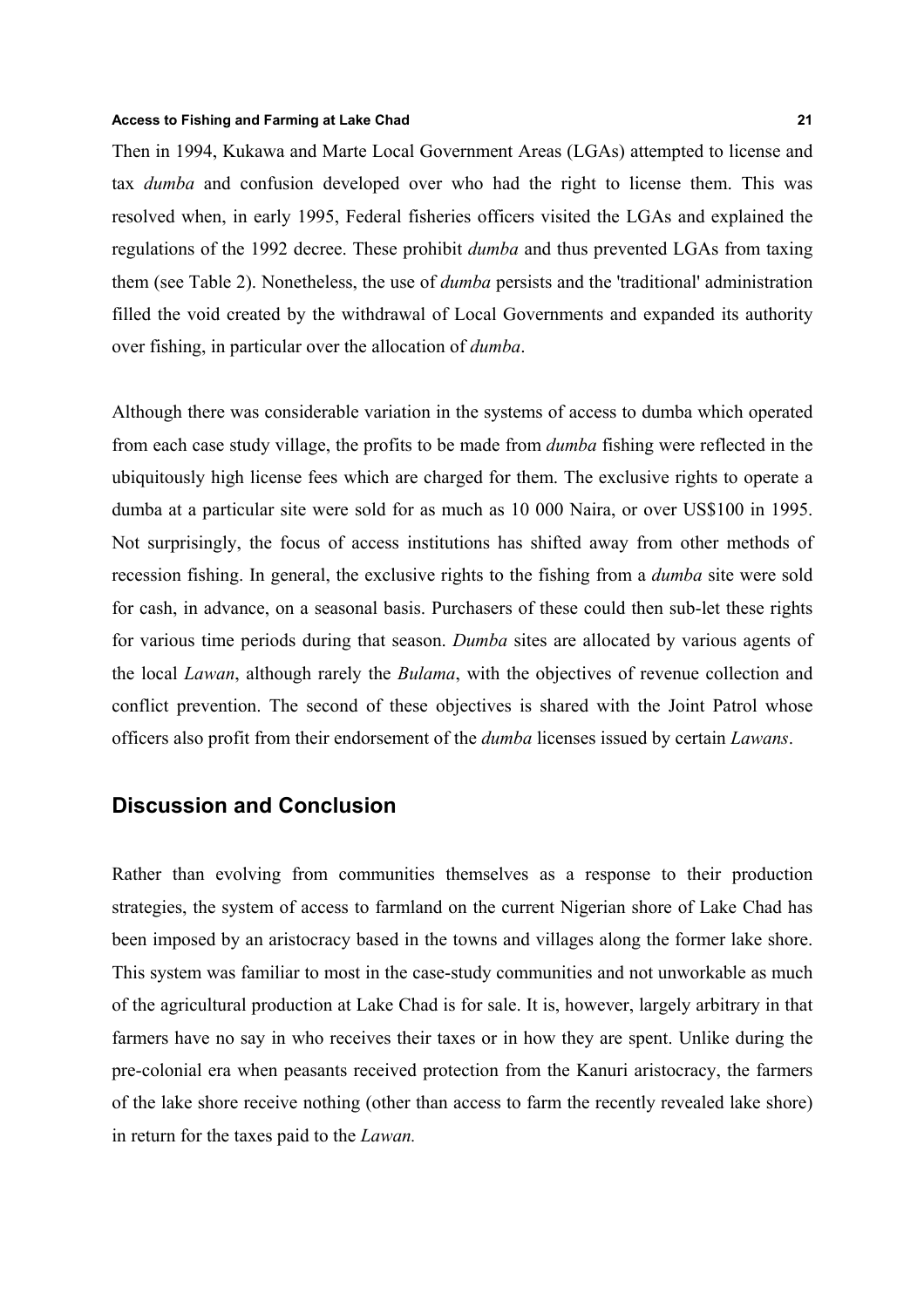Then in 1994, Kukawa and Marte Local Government Areas (LGAs) attempted to license and tax *dumba* and confusion developed over who had the right to license them. This was resolved when, in early 1995, Federal fisheries officers visited the LGAs and explained the regulations of the 1992 decree. These prohibit *dumba* and thus prevented LGAs from taxing them (see Table 2). Nonetheless, the use of *dumba* persists and the 'traditional' administration filled the void created by the withdrawal of Local Governments and expanded its authority over fishing, in particular over the allocation of *dumba*.

Although there was considerable variation in the systems of access to dumba which operated from each case study village, the profits to be made from *dumba* fishing were reflected in the ubiquitously high license fees which are charged for them. The exclusive rights to operate a dumba at a particular site were sold for as much as 10 000 Naira, or over US$100 in 1995. Not surprisingly, the focus of access institutions has shifted away from other methods of recession fishing. In general, the exclusive rights to the fishing from a *dumba* site were sold for cash, in advance, on a seasonal basis. Purchasers of these could then sub-let these rights for various time periods during that season. *Dumba* sites are allocated by various agents of the local *Lawan*, although rarely the *Bulama*, with the objectives of revenue collection and conflict prevention. The second of these objectives is shared with the Joint Patrol whose officers also profit from their endorsement of the *dumba* licenses issued by certain *Lawans*.

## Discussion and Conclusion

Rather than evolving from communities themselves as a response to their production strategies, the system of access to farmland on the current Nigerian shore of Lake Chad has been imposed by an aristocracy based in the towns and villages along the former lake shore. This system was familiar to most in the case-study communities and not unworkable as much of the agricultural production at Lake Chad is for sale. It is, however, largely arbitrary in that farmers have no say in who receives their taxes or in how they are spent. Unlike during the pre-colonial era when peasants received protection from the Kanuri aristocracy, the farmers of the lake shore receive nothing (other than access to farm the recently revealed lake shore) in return for the taxes paid to the *Lawan.*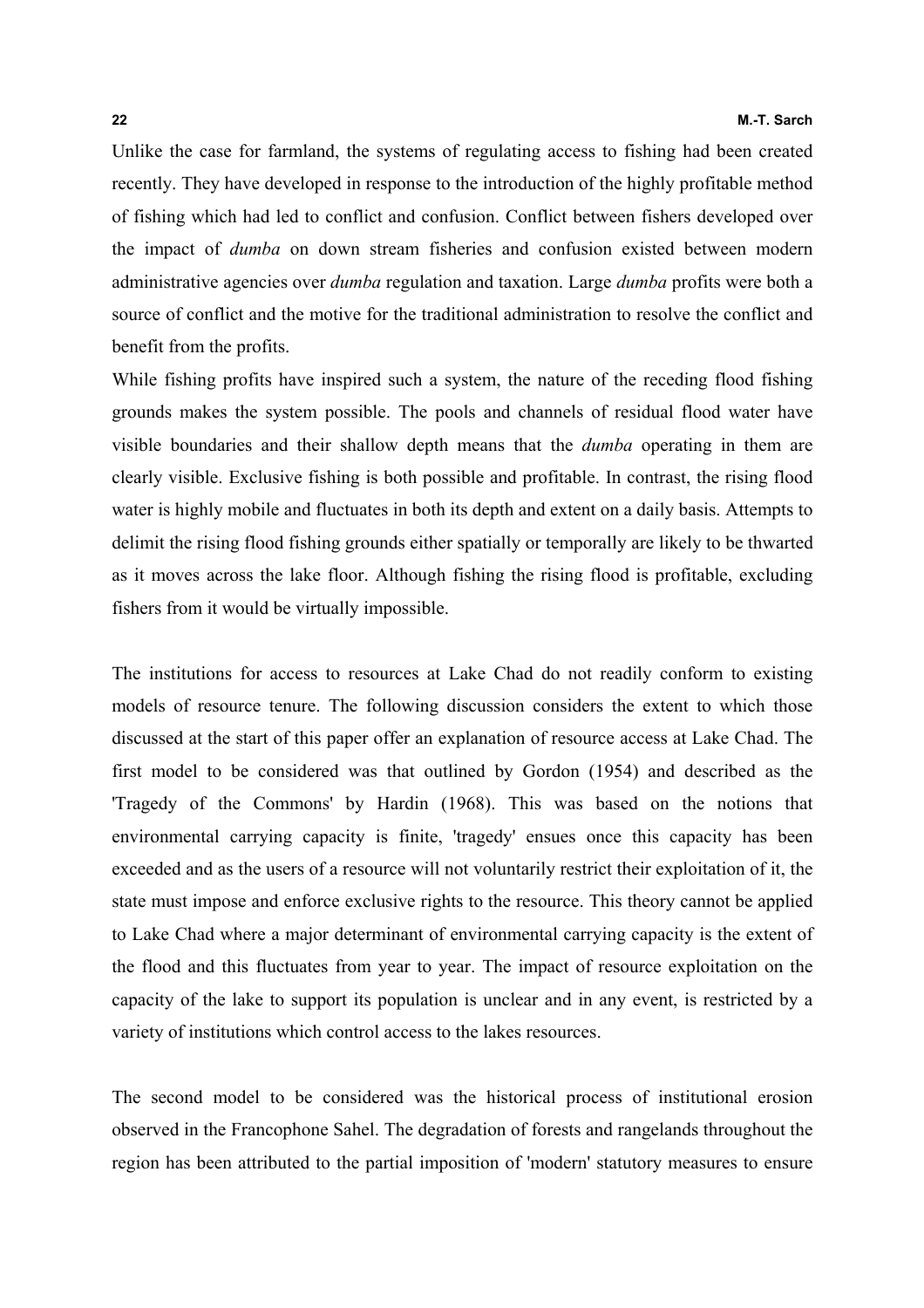Unlike the case for farmland, the systems of regulating access to fishing had been created recently. They have developed in response to the introduction of the highly profitable method of fishing which had led to conflict and confusion. Conflict between fishers developed over the impact of *dumba* on down stream fisheries and confusion existed between modern administrative agencies over *dumba* regulation and taxation. Large *dumba* profits were both a source of conflict and the motive for the traditional administration to resolve the conflict and benefit from the profits.

While fishing profits have inspired such a system, the nature of the receding flood fishing grounds makes the system possible. The pools and channels of residual flood water have visible boundaries and their shallow depth means that the *dumba* operating in them are clearly visible. Exclusive fishing is both possible and profitable. In contrast, the rising flood water is highly mobile and fluctuates in both its depth and extent on a daily basis. Attempts to delimit the rising flood fishing grounds either spatially or temporally are likely to be thwarted as it moves across the lake floor. Although fishing the rising flood is profitable, excluding fishers from it would be virtually impossible.

The institutions for access to resources at Lake Chad do not readily conform to existing models of resource tenure. The following discussion considers the extent to which those discussed at the start of this paper offer an explanation of resource access at Lake Chad. The first model to be considered was that outlined by Gordon (1954) and described as the 'Tragedy of the Commons' by Hardin (1968). This was based on the notions that environmental carrying capacity is finite, 'tragedy' ensues once this capacity has been exceeded and as the users of a resource will not voluntarily restrict their exploitation of it, the state must impose and enforce exclusive rights to the resource. This theory cannot be applied to Lake Chad where a major determinant of environmental carrying capacity is the extent of the flood and this fluctuates from year to year. The impact of resource exploitation on the capacity of the lake to support its population is unclear and in any event, is restricted by a variety of institutions which control access to the lakes resources.

The second model to be considered was the historical process of institutional erosion observed in the Francophone Sahel. The degradation of forests and rangelands throughout the region has been attributed to the partial imposition of 'modern' statutory measures to ensure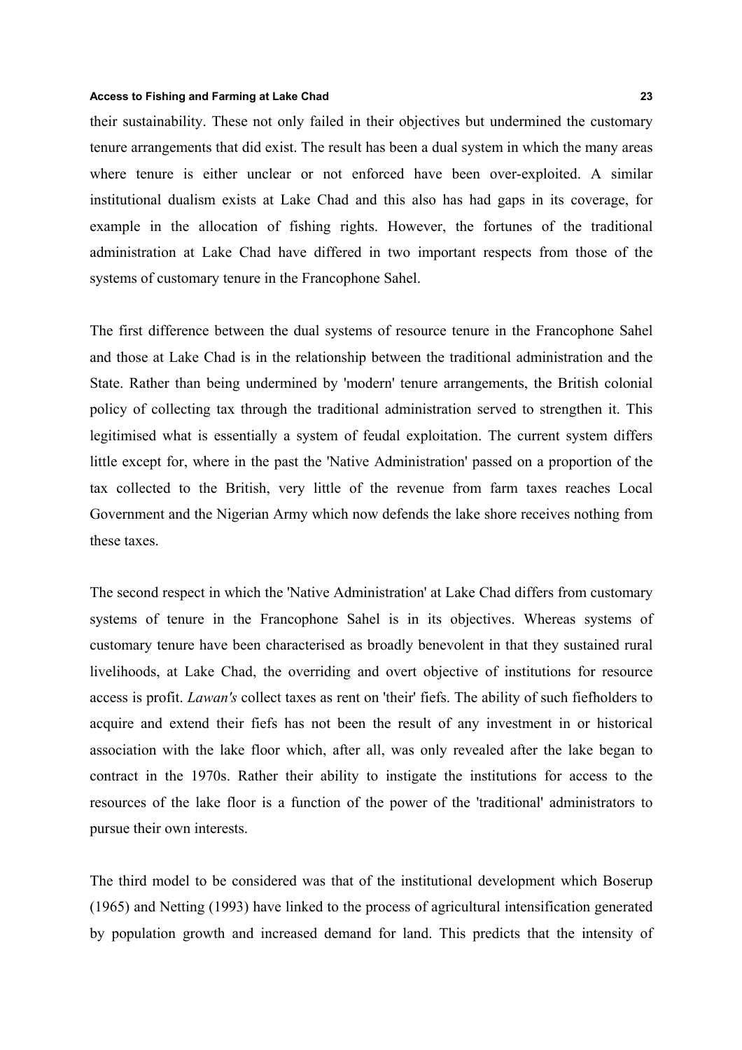their sustainability. These not only failed in their objectives but undermined the customary tenure arrangements that did exist. The result has been a dual system in which the many areas where tenure is either unclear or not enforced have been over-exploited. A similar institutional dualism exists at Lake Chad and this also has had gaps in its coverage, for example in the allocation of fishing rights. However, the fortunes of the traditional administration at Lake Chad have differed in two important respects from those of the systems of customary tenure in the Francophone Sahel.

The first difference between the dual systems of resource tenure in the Francophone Sahel and those at Lake Chad is in the relationship between the traditional administration and the State. Rather than being undermined by 'modern' tenure arrangements, the British colonial policy of collecting tax through the traditional administration served to strengthen it. This legitimised what is essentially a system of feudal exploitation. The current system differs little except for, where in the past the 'Native Administration' passed on a proportion of the tax collected to the British, very little of the revenue from farm taxes reaches Local Government and the Nigerian Army which now defends the lake shore receives nothing from these taxes.

The second respect in which the 'Native Administration' at Lake Chad differs from customary systems of tenure in the Francophone Sahel is in its objectives. Whereas systems of customary tenure have been characterised as broadly benevolent in that they sustained rural livelihoods, at Lake Chad, the overriding and overt objective of institutions for resource access is profit. *Lawan's* collect taxes as rent on 'their' fiefs. The ability of such fiefholders to acquire and extend their fiefs has not been the result of any investment in or historical association with the lake floor which, after all, was only revealed after the lake began to contract in the 1970s. Rather their ability to instigate the institutions for access to the resources of the lake floor is a function of the power of the 'traditional' administrators to pursue their own interests.

The third model to be considered was that of the institutional development which Boserup (1965) and Netting (1993) have linked to the process of agricultural intensification generated by population growth and increased demand for land. This predicts that the intensity of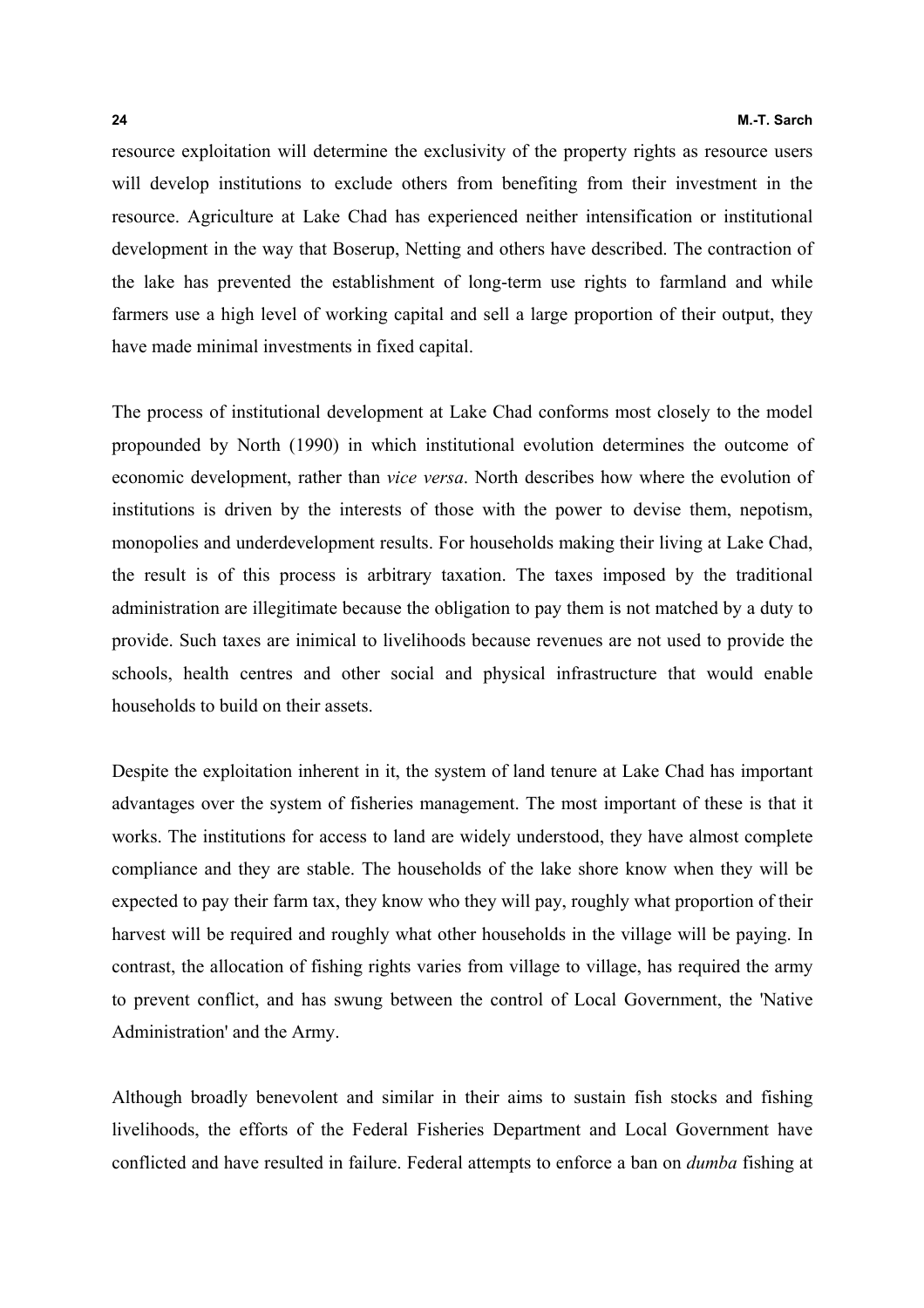resource exploitation will determine the exclusivity of the property rights as resource users will develop institutions to exclude others from benefiting from their investment in the resource. Agriculture at Lake Chad has experienced neither intensification or institutional development in the way that Boserup, Netting and others have described. The contraction of the lake has prevented the establishment of long-term use rights to farmland and while farmers use a high level of working capital and sell a large proportion of their output, they have made minimal investments in fixed capital.

The process of institutional development at Lake Chad conforms most closely to the model propounded by North (1990) in which institutional evolution determines the outcome of economic development, rather than *vice versa*. North describes how where the evolution of institutions is driven by the interests of those with the power to devise them, nepotism, monopolies and underdevelopment results. For households making their living at Lake Chad, the result is of this process is arbitrary taxation. The taxes imposed by the traditional administration are illegitimate because the obligation to pay them is not matched by a duty to provide. Such taxes are inimical to livelihoods because revenues are not used to provide the schools, health centres and other social and physical infrastructure that would enable households to build on their assets.

Despite the exploitation inherent in it, the system of land tenure at Lake Chad has important advantages over the system of fisheries management. The most important of these is that it works. The institutions for access to land are widely understood, they have almost complete compliance and they are stable. The households of the lake shore know when they will be expected to pay their farm tax, they know who they will pay, roughly what proportion of their harvest will be required and roughly what other households in the village will be paying. In contrast, the allocation of fishing rights varies from village to village, has required the army to prevent conflict, and has swung between the control of Local Government, the 'Native Administration' and the Army.

Although broadly benevolent and similar in their aims to sustain fish stocks and fishing livelihoods, the efforts of the Federal Fisheries Department and Local Government have conflicted and have resulted in failure. Federal attempts to enforce a ban on *dumba* fishing at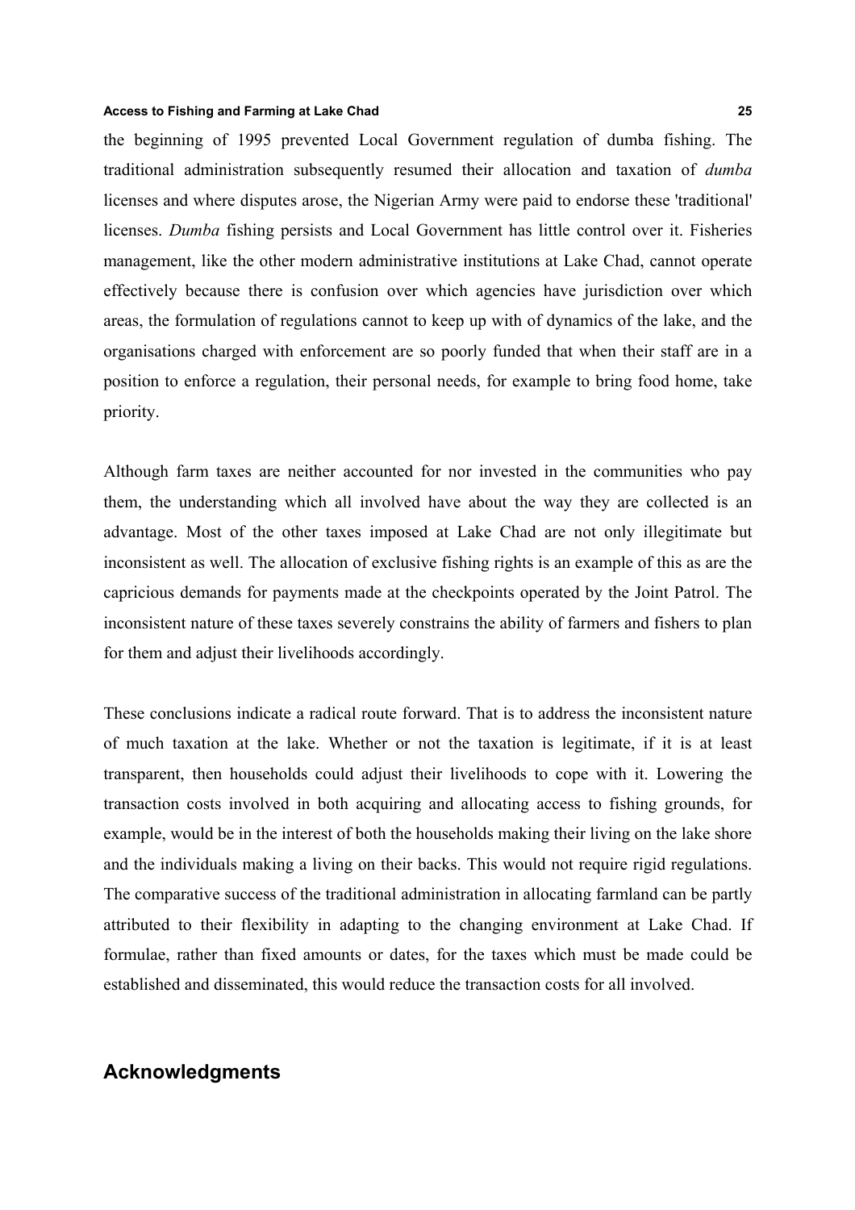the beginning of 1995 prevented Local Government regulation of dumba fishing. The traditional administration subsequently resumed their allocation and taxation of *dumba* licenses and where disputes arose, the Nigerian Army were paid to endorse these 'traditional' licenses. *Dumba* fishing persists and Local Government has little control over it. Fisheries management, like the other modern administrative institutions at Lake Chad, cannot operate effectively because there is confusion over which agencies have jurisdiction over which areas, the formulation of regulations cannot to keep up with of dynamics of the lake, and the organisations charged with enforcement are so poorly funded that when their staff are in a position to enforce a regulation, their personal needs, for example to bring food home, take priority.

Although farm taxes are neither accounted for nor invested in the communities who pay them, the understanding which all involved have about the way they are collected is an advantage. Most of the other taxes imposed at Lake Chad are not only illegitimate but inconsistent as well. The allocation of exclusive fishing rights is an example of this as are the capricious demands for payments made at the checkpoints operated by the Joint Patrol. The inconsistent nature of these taxes severely constrains the ability of farmers and fishers to plan for them and adjust their livelihoods accordingly.

These conclusions indicate a radical route forward. That is to address the inconsistent nature of much taxation at the lake. Whether or not the taxation is legitimate, if it is at least transparent, then households could adjust their livelihoods to cope with it. Lowering the transaction costs involved in both acquiring and allocating access to fishing grounds, for example, would be in the interest of both the households making their living on the lake shore and the individuals making a living on their backs. This would not require rigid regulations. The comparative success of the traditional administration in allocating farmland can be partly attributed to their flexibility in adapting to the changing environment at Lake Chad. If formulae, rather than fixed amounts or dates, for the taxes which must be made could be established and disseminated, this would reduce the transaction costs for all involved.

## Acknowledgments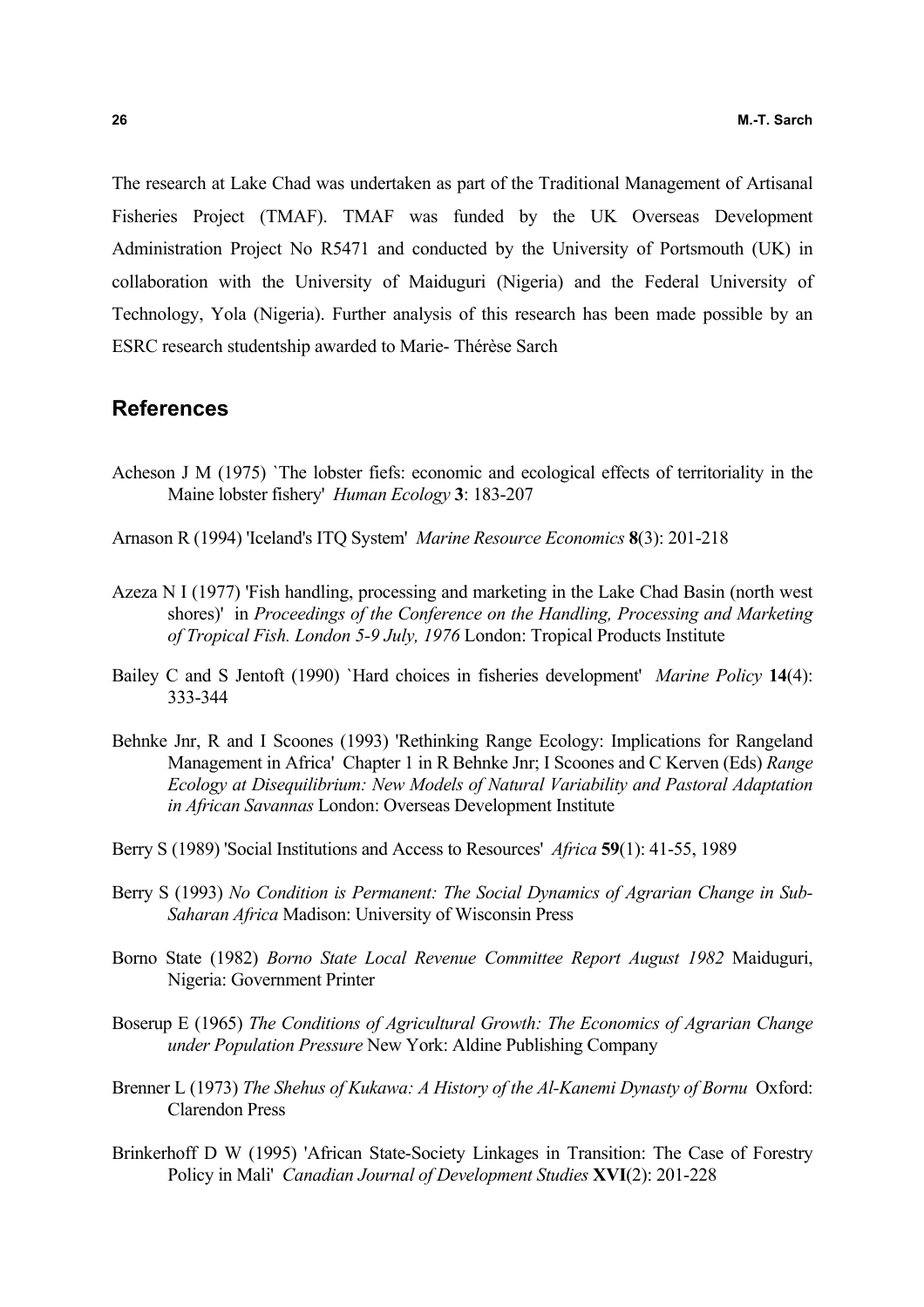The research at Lake Chad was undertaken as part of the Traditional Management of Artisanal Fisheries Project (TMAF). TMAF was funded by the UK Overseas Development Administration Project No R5471 and conducted by the University of Portsmouth (UK) in collaboration with the University of Maiduguri (Nigeria) and the Federal University of Technology, Yola (Nigeria). Further analysis of this research has been made possible by an ESRC research studentship awarded to Marie- Thérèse Sarch

## References

Acheson J M (1975) `The lobster fiefs: economic and ecological effects of territoriality in the Maine lobster fishery' *Human Ecology* **3**: 183-207

Arnason R (1994) 'Iceland's ITQ System' *Marine Resource Economics* **8**(3): 201-218

Azeza N I (1977) 'Fish handling, processing and marketing in the Lake Chad Basin (north west shores)' in *Proceedings of the Conference on the Handling, Processing and Marketing of Tropical Fish. London 5-9 July, 1976* London: Tropical Products Institute

Bailey C and S Jentoft (1990) `Hard choices in fisheries development' *Marine Policy* **14**(4): 333-344

Behnke Jnr, R and I Scoones (1993) 'Rethinking Range Ecology: Implications for Rangeland Management in Africa' Chapter 1 in R Behnke Jnr; I Scoones and C Kerven (Eds) *Range Ecology at Disequilibrium: New Models of Natural Variability and Pastoral Adaptation in African Savannas* London: Overseas Development Institute

Berry S (1989) 'Social Institutions and Access to Resources' *Africa* **59**(1): 41-55, 1989

Berry S (1993) *No Condition is Permanent: The Social Dynamics of Agrarian Change in Sub-Saharan Africa* Madison: University of Wisconsin Press

Borno State (1982) *Borno State Local Revenue Committee Report August 1982* Maiduguri, Nigeria: Government Printer

Boserup E (1965) *The Conditions of Agricultural Growth: The Economics of Agrarian Change under Population Pressure* New York: Aldine Publishing Company

Brenner L (1973) *The Shehus of Kukawa: A History of the Al-Kanemi Dynasty of Bornu* Oxford: Clarendon Press

Brinkerhoff D W (1995) 'African State-Society Linkages in Transition: The Case of Forestry Policy in Mali' *Canadian Journal of Development Studies* **XVI**(2): 201-228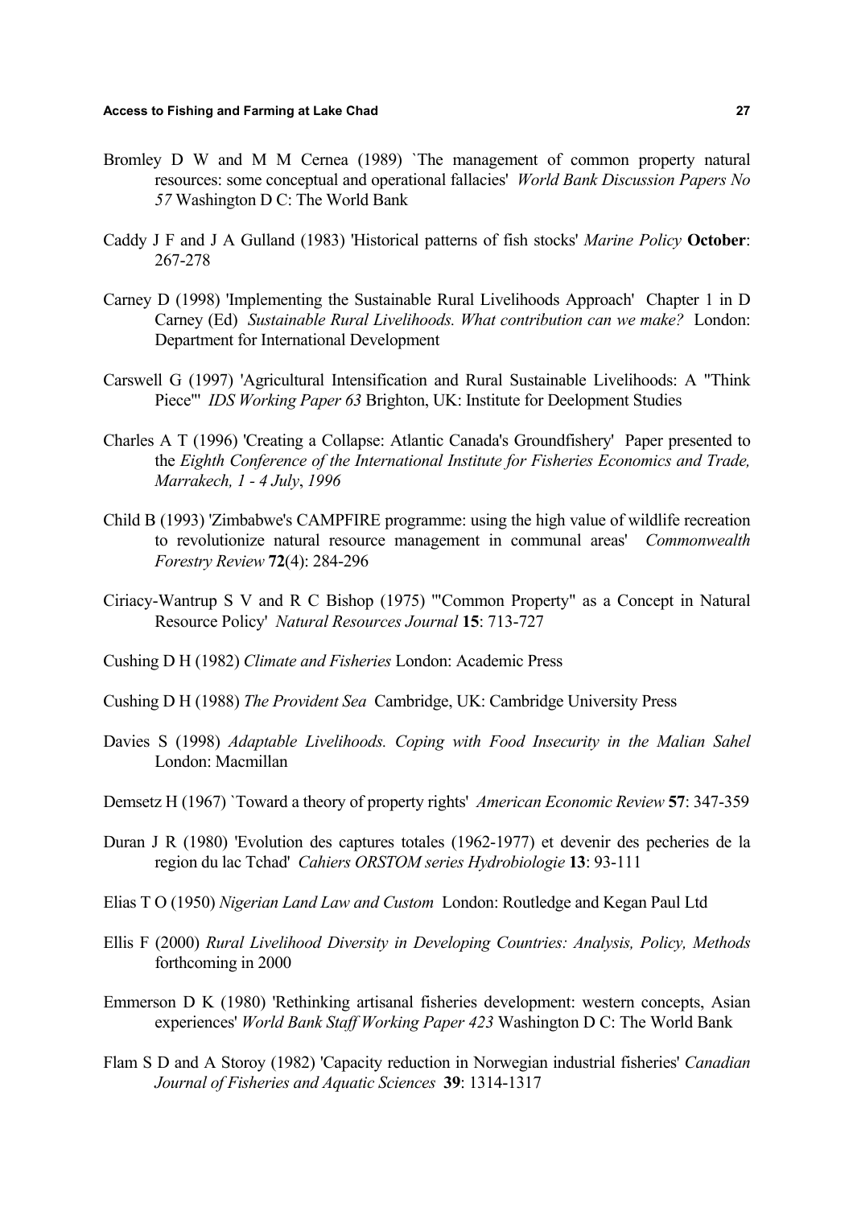Bromley D W and M M Cernea (1989) `The management of common property natural resources: some conceptual and operational fallacies' *World Bank Discussion Papers No 57* Washington D C: The World Bank

Caddy J F and J A Gulland (1983) 'Historical patterns of fish stocks' *Marine Policy* **October**: 267-278

Carney D (1998) 'Implementing the Sustainable Rural Livelihoods Approach' Chapter 1 in D Carney (Ed) *Sustainable Rural Livelihoods. What contribution can we make?* London: Department for International Development

Carswell G (1997) 'Agricultural Intensification and Rural Sustainable Livelihoods: A "Think Piece"' *IDS Working Paper 63* Brighton, UK: Institute for Deelopment Studies

Charles A T (1996) 'Creating a Collapse: Atlantic Canada's Groundfishery' Paper presented to the *Eighth Conference of the International Institute for Fisheries Economics and Trade, Marrakech, 1 - 4 July*, *1996*

Child B (1993) 'Zimbabwe's CAMPFIRE programme: using the high value of wildlife recreation to revolutionize natural resource management in communal areas' *Commonwealth Forestry Review* **72**(4): 284-296

Ciriacy-Wantrup S V and R C Bishop (1975) '"Common Property" as a Concept in Natural Resource Policy' *Natural Resources Journal* **15**: 713-727

Cushing D H (1982) *Climate and Fisheries* London: Academic Press

Cushing D H (1988) *The Provident Sea* Cambridge, UK: Cambridge University Press

Davies S (1998) *Adaptable Livelihoods. Coping with Food Insecurity in the Malian Sahel* London: Macmillan

Demsetz H (1967) `Toward a theory of property rights' *American Economic Review* **57**: 347-359

Duran J R (1980) 'Evolution des captures totales (1962-1977) et devenir des pecheries de la region du lac Tchad' *Cahiers ORSTOM series Hydrobiologie* **13**: 93-111

Elias T O (1950) *Nigerian Land Law and Custom* London: Routledge and Kegan Paul Ltd

Ellis F (2000) *Rural Livelihood Diversity in Developing Countries: Analysis, Policy, Methods* forthcoming in 2000

Emmerson D K (1980) 'Rethinking artisanal fisheries development: western concepts, Asian experiences' *World Bank Staff Working Paper 423* Washington D C: The World Bank

Flam S D and A Storoy (1982) 'Capacity reduction in Norwegian industrial fisheries' *Canadian Journal of Fisheries and Aquatic Sciences* **39**: 1314-1317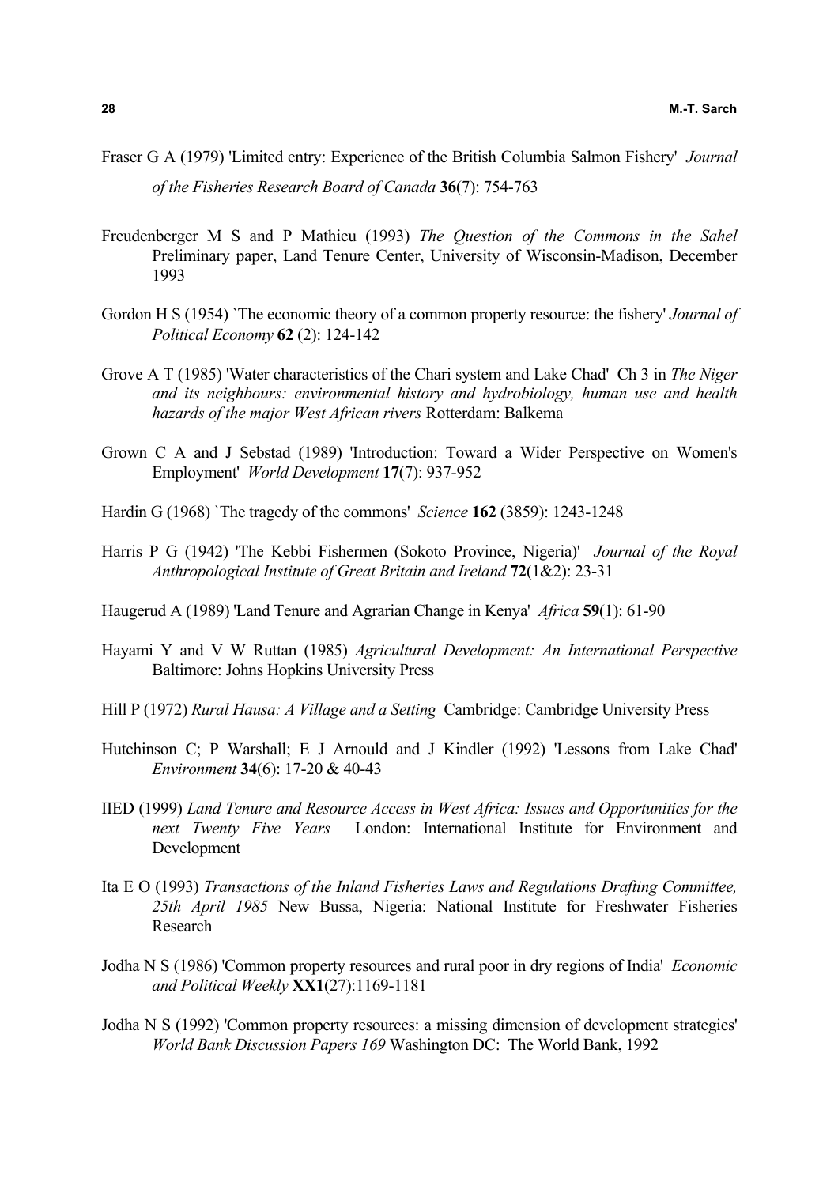Fraser G A (1979) 'Limited entry: Experience of the British Columbia Salmon Fishery' *Journal of the Fisheries Research Board of Canada* **36**(7): 754-763

Freudenberger M S and P Mathieu (1993) *The Question of the Commons in the Sahel* Preliminary paper, Land Tenure Center, University of Wisconsin-Madison, December 1993

Gordon H S (1954) `The economic theory of a common property resource: the fishery' *Journal of Political Economy* **62** (2): 124-142

Grove A T (1985) 'Water characteristics of the Chari system and Lake Chad' Ch 3 in *The Niger and its neighbours: environmental history and hydrobiology, human use and health hazards of the major West African rivers* Rotterdam: Balkema

Grown C A and J Sebstad (1989) 'Introduction: Toward a Wider Perspective on Women's Employment' *World Development* **17**(7): 937-952

Hardin G (1968) `The tragedy of the commons' *Science* **162** (3859): 1243-1248

Harris P G (1942) 'The Kebbi Fishermen (Sokoto Province, Nigeria)' *Journal of the Royal Anthropological Institute of Great Britain and Ireland* **72**(1&2): 23-31

Haugerud A (1989) 'Land Tenure and Agrarian Change in Kenya' *Africa* **59**(1): 61-90

Hayami Y and V W Ruttan (1985) *Agricultural Development: An International Perspective* Baltimore: Johns Hopkins University Press

Hill P (1972) *Rural Hausa: A Village and a Setting* Cambridge: Cambridge University Press

Hutchinson C; P Warshall; E J Arnould and J Kindler (1992) 'Lessons from Lake Chad' *Environment* **34**(6): 17-20 & 40-43

IIED (1999) *Land Tenure and Resource Access in West Africa: Issues and Opportunities for the next Twenty Five Years* London: International Institute for Environment and Development

Ita E O (1993) *Transactions of the Inland Fisheries Laws and Regulations Drafting Committee, 25th April 1985* New Bussa, Nigeria: National Institute for Freshwater Fisheries Research

Jodha N S (1986) 'Common property resources and rural poor in dry regions of India' *Economic and Political Weekly* **XX1**(27):1169-1181

Jodha N S (1992) 'Common property resources: a missing dimension of development strategies' *World Bank Discussion Papers 169* Washington DC: The World Bank, 1992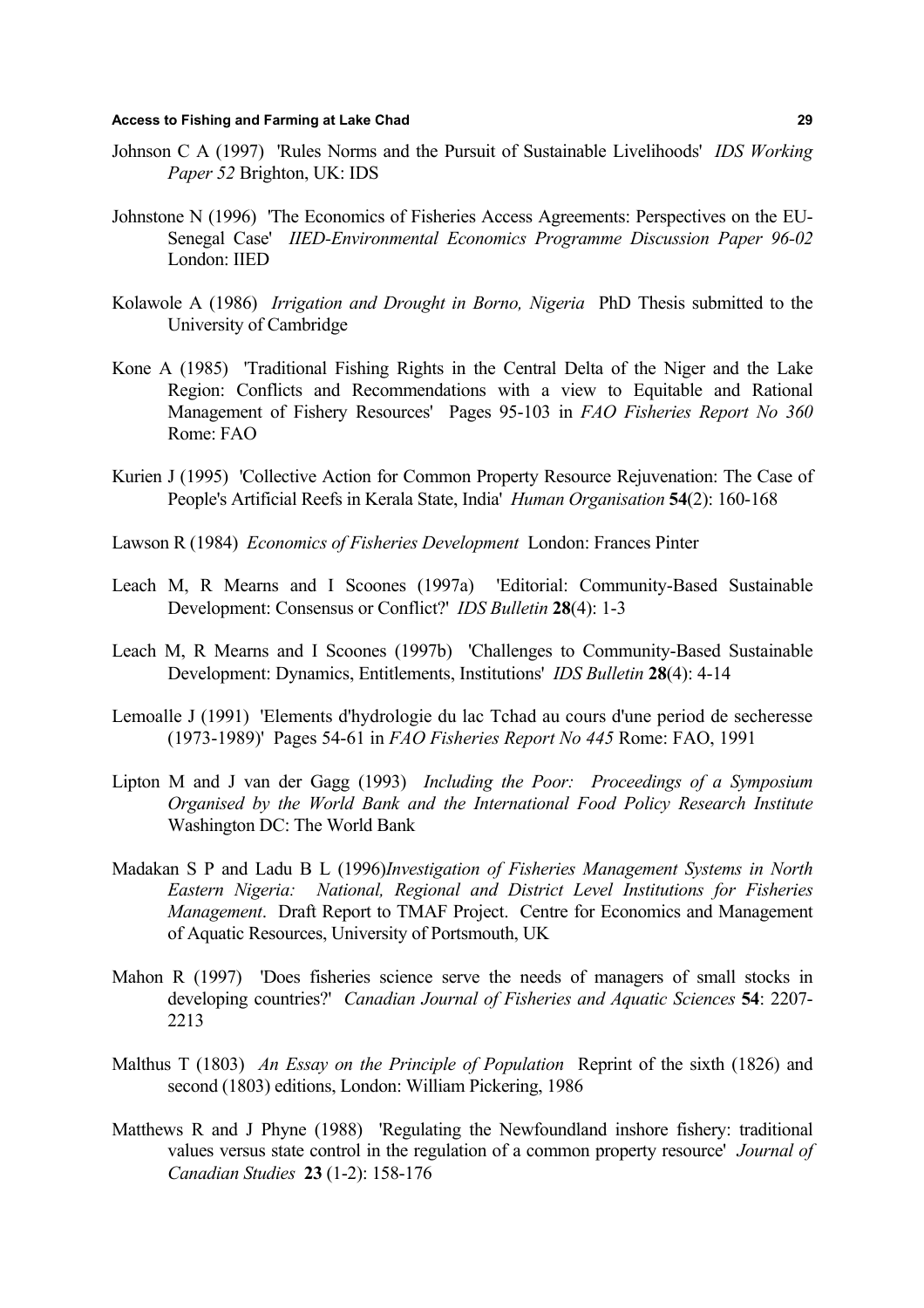Johnson C A (1997) 'Rules Norms and the Pursuit of Sustainable Livelihoods' *IDS Working Paper 52* Brighton, UK: IDS

Johnstone N (1996) 'The Economics of Fisheries Access Agreements: Perspectives on the EU-Senegal Case' *IIED-Environmental Economics Programme Discussion Paper 96-02* London: IIED

Kolawole A (1986) *Irrigation and Drought in Borno, Nigeria* PhD Thesis submitted to the University of Cambridge

Kone A (1985) 'Traditional Fishing Rights in the Central Delta of the Niger and the Lake Region: Conflicts and Recommendations with a view to Equitable and Rational Management of Fishery Resources' Pages 95-103 in *FAO Fisheries Report No 360* Rome: FAO

Kurien J (1995) 'Collective Action for Common Property Resource Rejuvenation: The Case of People's Artificial Reefs in Kerala State, India' *Human Organisation* **54**(2): 160-168

Lawson R (1984) *Economics of Fisheries Development* London: Frances Pinter

Leach M, R Mearns and I Scoones (1997a) 'Editorial: Community-Based Sustainable Development: Consensus or Conflict?' *IDS Bulletin* **28**(4): 1-3

Leach M, R Mearns and I Scoones (1997b) 'Challenges to Community-Based Sustainable Development: Dynamics, Entitlements, Institutions' *IDS Bulletin* **28**(4): 4-14

Lemoalle J (1991) 'Elements d'hydrologie du lac Tchad au cours d'une period de secheresse (1973-1989)' Pages 54-61 in *FAO Fisheries Report No 445* Rome: FAO, 1991

Lipton M and J van der Gagg (1993) *Including the Poor: Proceedings of a Symposium Organised by the World Bank and the International Food Policy Research Institute* Washington DC: The World Bank

Madakan S P and Ladu B L (1996)*Investigation of Fisheries Management Systems in North Eastern Nigeria: National, Regional and District Level Institutions for Fisheries Management*. Draft Report to TMAF Project. Centre for Economics and Management of Aquatic Resources, University of Portsmouth, UK

Mahon R (1997) 'Does fisheries science serve the needs of managers of small stocks in developing countries?' *Canadian Journal of Fisheries and Aquatic Sciences* **54**: 2207-2213

Malthus T (1803) *An Essay on the Principle of Population* Reprint of the sixth (1826) and second (1803) editions, London: William Pickering, 1986

Matthews R and J Phyne (1988) 'Regulating the Newfoundland inshore fishery: traditional values versus state control in the regulation of a common property resource' *Journal of Canadian Studies* **23** (1-2): 158-176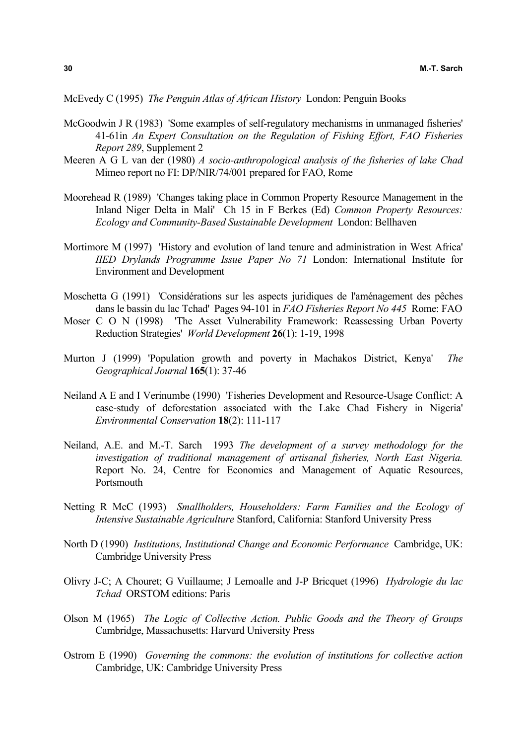McEvedy C (1995) *The Penguin Atlas of African History* London: Penguin Books

McGoodwin J R (1983) 'Some examples of self-regulatory mechanisms in unmanaged fisheries' 41-61in *An Expert Consultation on the Regulation of Fishing Effort, FAO Fisheries Report 289*, Supplement 2

Meeren A G L van der (1980) *A socio-anthropological analysis of the fisheries of lake Chad* Mimeo report no FI: DP/NIR/74/001 prepared for FAO, Rome

Moorehead R (1989) 'Changes taking place in Common Property Resource Management in the Inland Niger Delta in Mali' Ch 15 in F Berkes (Ed) *Common Property Resources: Ecology and Community-Based Sustainable Development* London: Bellhaven

Mortimore M (1997) 'History and evolution of land tenure and administration in West Africa' *IIED Drylands Programme Issue Paper No 71* London: International Institute for Environment and Development

Moschetta G (1991) 'Considérations sur les aspects juridiques de l'aménagement des pêches dans le bassin du lac Tchad' Pages 94-101 in *FAO Fisheries Report No 445* Rome: FAO

Moser C O N (1998) 'The Asset Vulnerability Framework: Reassessing Urban Poverty Reduction Strategies' *World Development* **26**(1): 1-19, 1998

Murton J (1999) 'Population growth and poverty in Machakos District, Kenya' *The Geographical Journal* **165**(1): 37-46

Neiland A E and I Verinumbe (1990) 'Fisheries Development and Resource-Usage Conflict: A case-study of deforestation associated with the Lake Chad Fishery in Nigeria' *Environmental Conservation* **18**(2): 111-117

Neiland, A.E. and M.-T. Sarch 1993 *The development of a survey methodology for the investigation of traditional management of artisanal fisheries, North East Nigeria.* Report No. 24, Centre for Economics and Management of Aquatic Resources, Portsmouth

Netting R McC (1993) *Smallholders, Householders: Farm Families and the Ecology of Intensive Sustainable Agriculture* Stanford, California: Stanford University Press

North D (1990) *Institutions, Institutional Change and Economic Performance* Cambridge, UK: Cambridge University Press

Olivry J-C; A Chouret; G Vuillaume; J Lemoalle and J-P Bricquet (1996) *Hydrologie du lac Tchad* ORSTOM editions: Paris

Olson M (1965) *The Logic of Collective Action. Public Goods and the Theory of Groups* Cambridge, Massachusetts: Harvard University Press

Ostrom E (1990) *Governing the commons: the evolution of institutions for collective action* Cambridge, UK: Cambridge University Press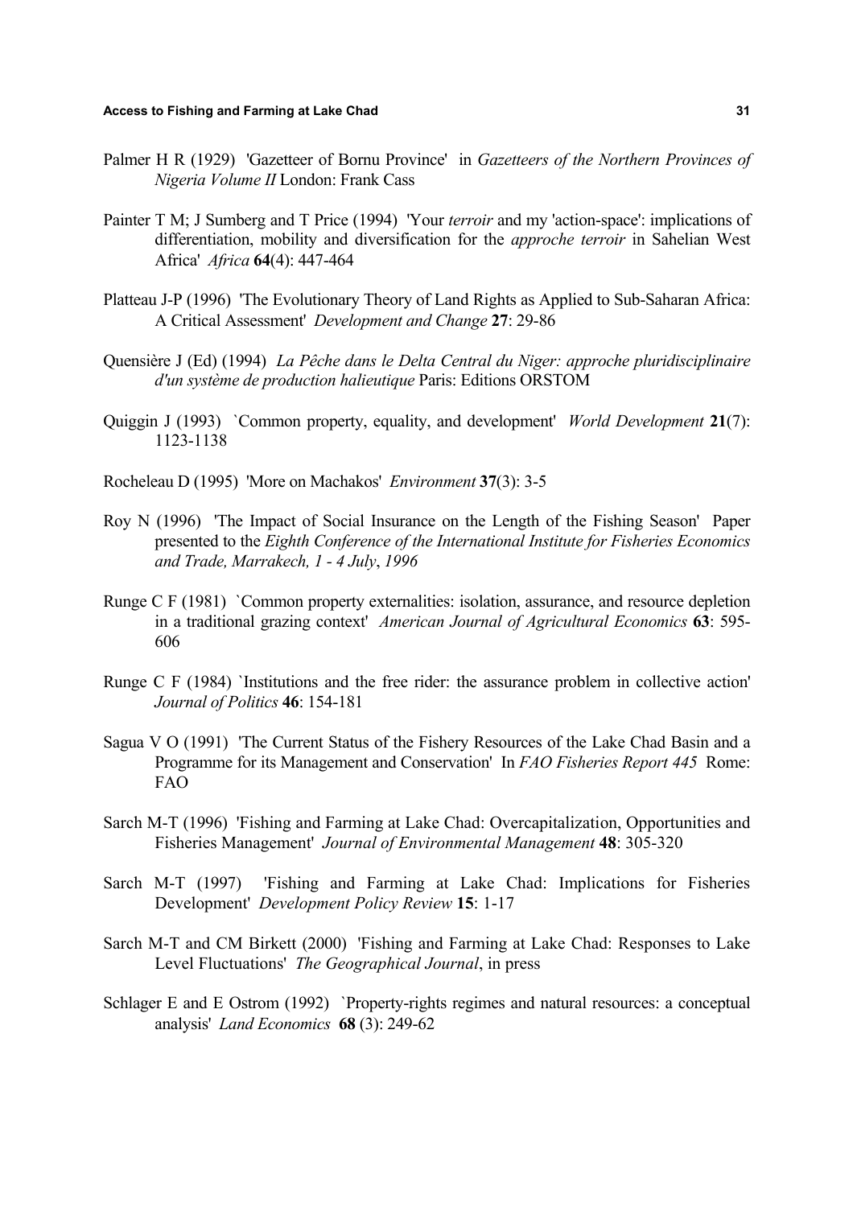Palmer H R (1929) 'Gazetteer of Bornu Province' in *Gazetteers of the Northern Provinces of Nigeria Volume II* London: Frank Cass

Painter T M; J Sumberg and T Price (1994) 'Your *terroir* and my 'action-space': implications of differentiation, mobility and diversification for the *approche terroir* in Sahelian West Africa' *Africa* **64**(4): 447-464

Platteau J-P (1996) 'The Evolutionary Theory of Land Rights as Applied to Sub-Saharan Africa: A Critical Assessment' *Development and Change* **27**: 29-86

Quensière J (Ed) (1994) *La Pêche dans le Delta Central du Niger: approche pluridisciplinaire d'un système de production halieutique* Paris: Editions ORSTOM

Quiggin J (1993) `Common property, equality, and development' *World Development* **21**(7): 1123-1138

Rocheleau D (1995) 'More on Machakos' *Environment* **37**(3): 3-5

Roy N (1996) 'The Impact of Social Insurance on the Length of the Fishing Season' Paper presented to the *Eighth Conference of the International Institute for Fisheries Economics and Trade, Marrakech, 1 - 4 July*, *1996*

Runge C F (1981) `Common property externalities: isolation, assurance, and resource depletion in a traditional grazing context' *American Journal of Agricultural Economics* **63**: 595-606

Runge C F (1984) `Institutions and the free rider: the assurance problem in collective action' *Journal of Politics* **46**: 154-181

Sagua V O (1991) 'The Current Status of the Fishery Resources of the Lake Chad Basin and a Programme for its Management and Conservation' In *FAO Fisheries Report 445* Rome: FAO

Sarch M-T (1996) 'Fishing and Farming at Lake Chad: Overcapitalization, Opportunities and Fisheries Management' *Journal of Environmental Management* **48**: 305-320

Sarch M-T (1997) 'Fishing and Farming at Lake Chad: Implications for Fisheries Development' *Development Policy Review* **15**: 1-17

Sarch M-T and CM Birkett (2000) 'Fishing and Farming at Lake Chad: Responses to Lake Level Fluctuations' *The Geographical Journal*, in press

Schlager E and E Ostrom (1992) `Property-rights regimes and natural resources: a conceptual analysis' *Land Economics* **68** (3): 249-62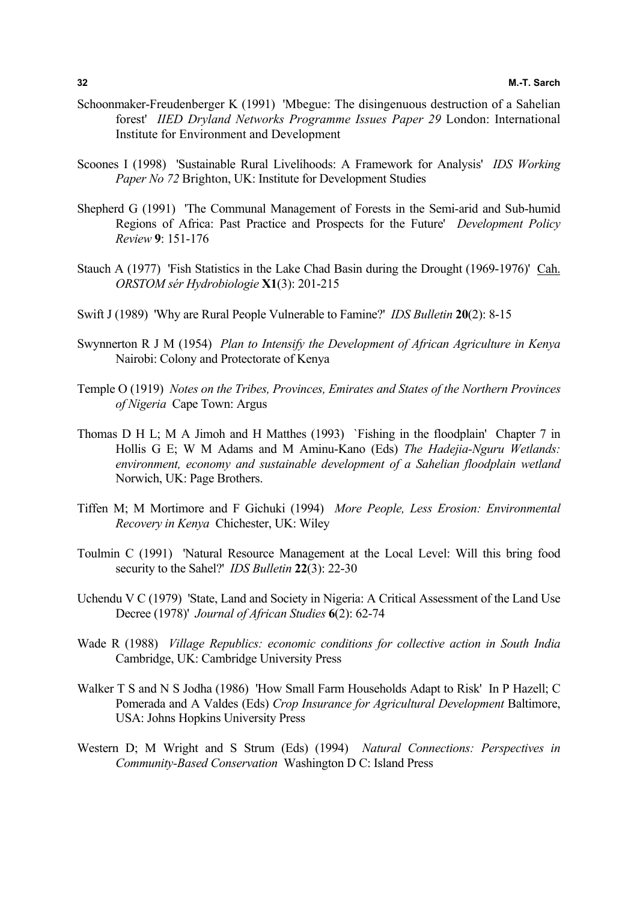Schoonmaker-Freudenberger K (1991) 'Mbegue: The disingenuous destruction of a Sahelian forest' *IIED Dryland Networks Programme Issues Paper 29* London: International Institute for Environment and Development

Scoones I (1998) 'Sustainable Rural Livelihoods: A Framework for Analysis' *IDS Working Paper No 72* Brighton, UK: Institute for Development Studies

Shepherd G (1991) 'The Communal Management of Forests in the Semi-arid and Sub-humid Regions of Africa: Past Practice and Prospects for the Future' *Development Policy Review* **9**: 151-176

Stauch A (1977) 'Fish Statistics in the Lake Chad Basin during the Drought (1969-1976)' Cah. *ORSTOM sér Hydrobiologie* **X1**(3): 201-215

Swift J (1989) 'Why are Rural People Vulnerable to Famine?' *IDS Bulletin* **20**(2): 8-15

Swynnerton R J M (1954) *Plan to Intensify the Development of African Agriculture in Kenya* Nairobi: Colony and Protectorate of Kenya

Temple O (1919) *Notes on the Tribes, Provinces, Emirates and States of the Northern Provinces of Nigeria* Cape Town: Argus

Thomas D H L; M A Jimoh and H Matthes (1993) `Fishing in the floodplain' Chapter 7 in Hollis G E; W M Adams and M Aminu-Kano (Eds) *The Hadejia-Nguru Wetlands: environment, economy and sustainable development of a Sahelian floodplain wetland* Norwich, UK: Page Brothers.

Tiffen M; M Mortimore and F Gichuki (1994) *More People, Less Erosion: Environmental Recovery in Kenya* Chichester, UK: Wiley

Toulmin C (1991) 'Natural Resource Management at the Local Level: Will this bring food security to the Sahel?' *IDS Bulletin* **22**(3): 22-30

Uchendu V C (1979) 'State, Land and Society in Nigeria: A Critical Assessment of the Land Use Decree (1978)' *Journal of African Studies* **6**(2): 62-74

Wade R (1988) *Village Republics: economic conditions for collective action in South India* Cambridge, UK: Cambridge University Press

Walker T S and N S Jodha (1986) 'How Small Farm Households Adapt to Risk' In P Hazell; C Pomerada and A Valdes (Eds) *Crop Insurance for Agricultural Development* Baltimore, USA: Johns Hopkins University Press

Western D; M Wright and S Strum (Eds) (1994) *Natural Connections: Perspectives in Community-Based Conservation* Washington D C: Island Press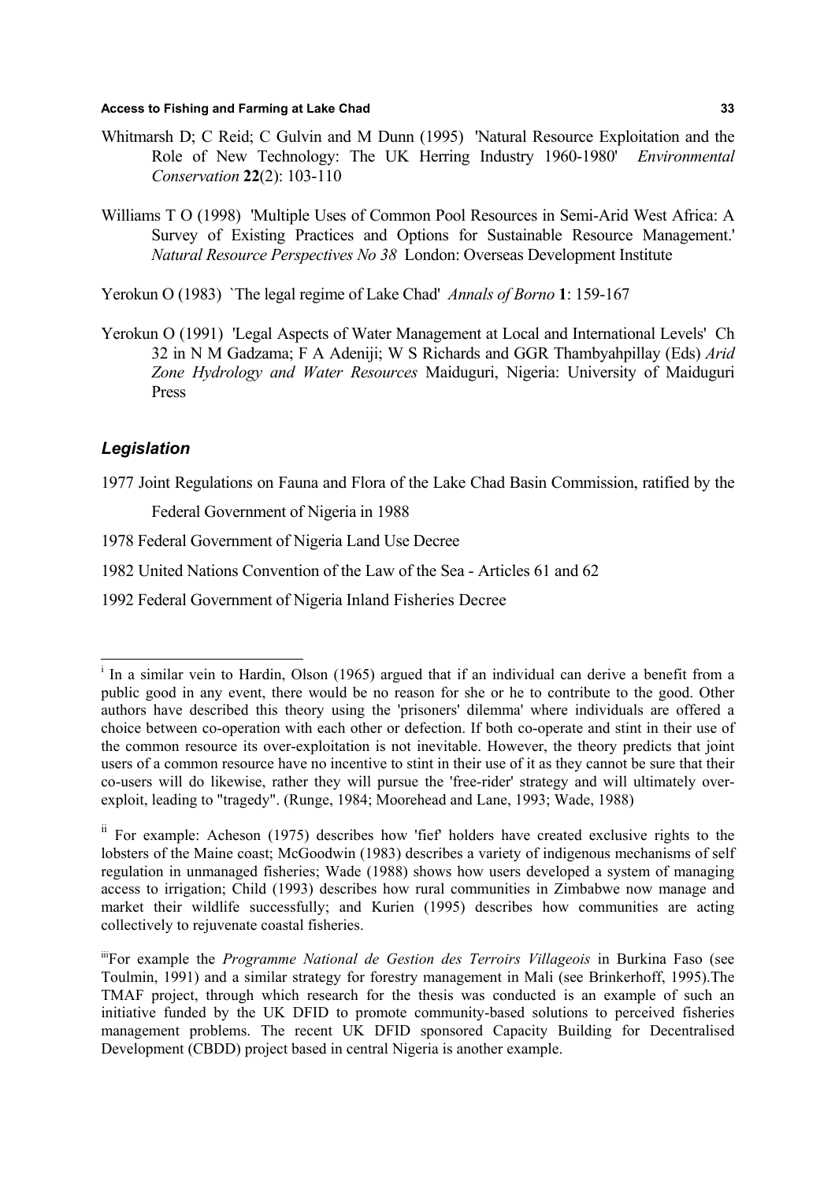Whitmarsh D; C Reid; C Gulvin and M Dunn (1995) 'Natural Resource Exploitation and the Role of New Technology: The UK Herring Industry 1960-1980' *Environmental Conservation* **22**(2): 103-110

Williams T O (1998) 'Multiple Uses of Common Pool Resources in Semi-Arid West Africa: A Survey of Existing Practices and Options for Sustainable Resource Management.' *Natural Resource Perspectives No 38* London: Overseas Development Institute

Yerokun O (1983) `The legal regime of Lake Chad' *Annals of Borno* **1**: 159-167

Yerokun O (1991) 'Legal Aspects of Water Management at Local and International Levels' Ch 32 in N M Gadzama; F A Adeniji; W S Richards and GGR Thambyahpillay (Eds) *Arid Zone Hydrology and Water Resources* Maiduguri, Nigeria: University of Maiduguri Press

### *Legislation*

1977 Joint Regulations on Fauna and Flora of the Lake Chad Basin Commission, ratified by the Federal Government of Nigeria in 1988

1978 Federal Government of Nigeria Land Use Decree

1982 United Nations Convention of the Law of the Sea - Articles 61 and 62

1992 Federal Government of Nigeria Inland Fisheries Decree

---

[i] In a similar vein to Hardin, Olson (1965) argued that if an individual can derive a benefit from a public good in any event, there would be no reason for she or he to contribute to the good. Other authors have described this theory using the 'prisoners' dilemma' where individuals are offered a choice between co-operation with each other or defection. If both co-operate and stint in their use of the common resource its over-exploitation is not inevitable. However, the theory predicts that joint users of a common resource have no incentive to stint in their use of it as they cannot be sure that their co-users will do likewise, rather they will pursue the 'free-rider' strategy and will ultimately over-exploit, leading to "tragedy". (Runge, 1984; Moorehead and Lane, 1993; Wade, 1988)

[ii] For example: Acheson (1975) describes how 'fief' holders have created exclusive rights to the lobsters of the Maine coast; McGoodwin (1983) describes a variety of indigenous mechanisms of self regulation in unmanaged fisheries; Wade (1988) shows how users developed a system of managing access to irrigation; Child (1993) describes how rural communities in Zimbabwe now manage and market their wildlife successfully; and Kurien (1995) describes how communities are acting collectively to rejuvenate coastal fisheries.

[iii] For example the *Programme National de Gestion des Terroirs Villageois* in Burkina Faso (see Toulmin, 1991) and a similar strategy for forestry management in Mali (see Brinkerhoff, 1995).The TMAF project, through which research for the thesis was conducted is an example of such an initiative funded by the UK DFID to promote community-based solutions to perceived fisheries management problems. The recent UK DFID sponsored Capacity Building for Decentralised Development (CBDD) project based in central Nigeria is another example.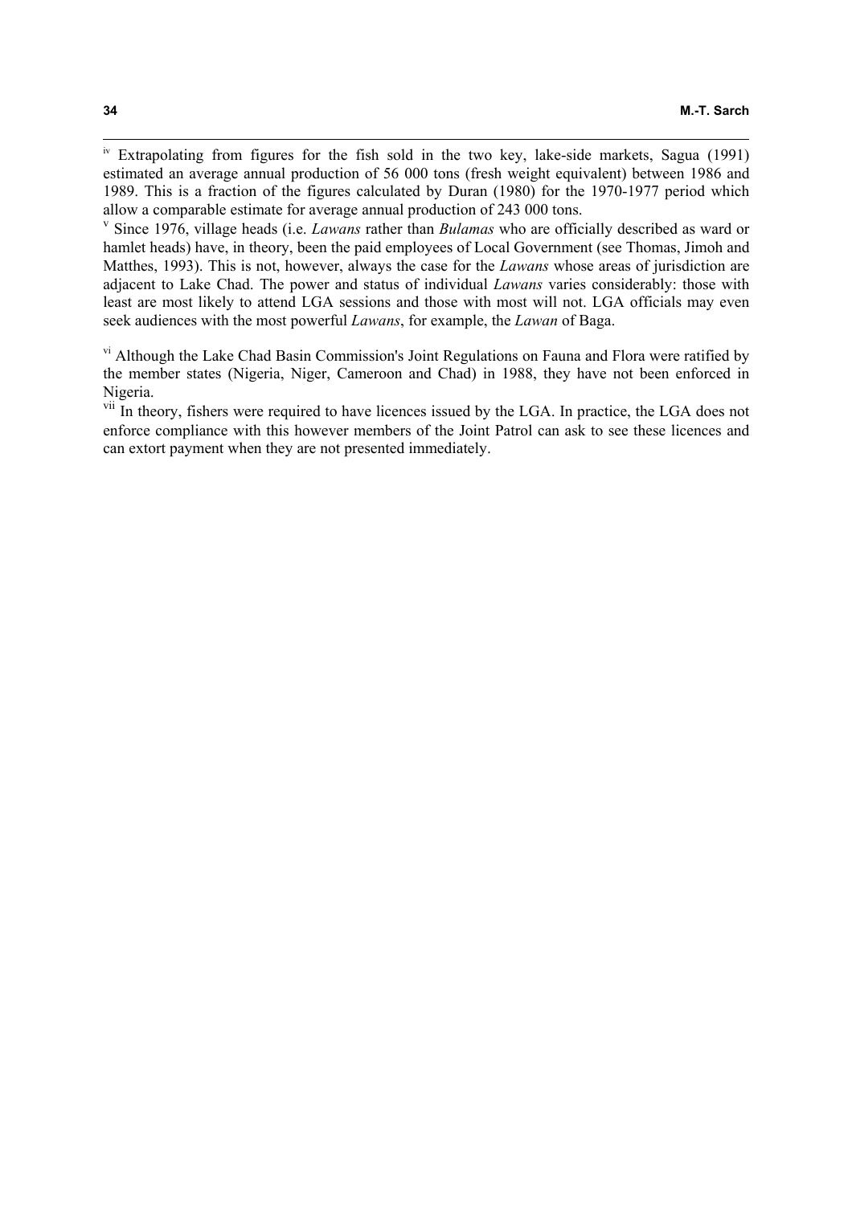[iv] Extrapolating from figures for the fish sold in the two key, lake-side markets, Sagua (1991) estimated an average annual production of 56 000 tons (fresh weight equivalent) between 1986 and 1989. This is a fraction of the figures calculated by Duran (1980) for the 1970-1977 period which allow a comparable estimate for average annual production of 243 000 tons.

[v] Since 1976, village heads (i.e. *Lawans* rather than *Bulamas* who are officially described as ward or hamlet heads) have, in theory, been the paid employees of Local Government (see Thomas, Jimoh and Matthes, 1993). This is not, however, always the case for the *Lawans* whose areas of jurisdiction are adjacent to Lake Chad. The power and status of individual *Lawans* varies considerably: those with least are most likely to attend LGA sessions and those with most will not. LGA officials may even seek audiences with the most powerful *Lawans*, for example, the *Lawan* of Baga.

[vi] Although the Lake Chad Basin Commission's Joint Regulations on Fauna and Flora were ratified by the member states (Nigeria, Niger, Cameroon and Chad) in 1988, they have not been enforced in Nigeria.

[vii] In theory, fishers were required to have licences issued by the LGA. In practice, the LGA does not enforce compliance with this however members of the Joint Patrol can ask to see these licences and can extort payment when they are not presented immediately.